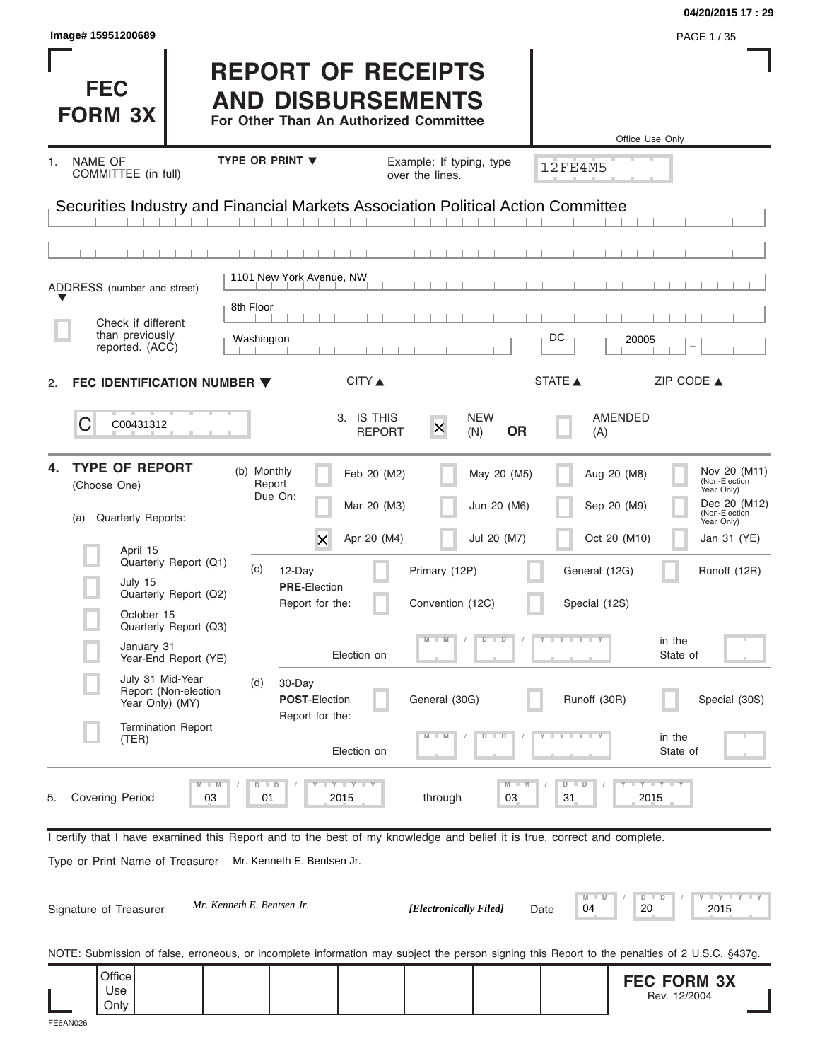Image# 15951200689

04/20/2015 17 : 29

# FEC FORM 3X

# REPORT OF RECEIPTS AND DISBURSEMENTS

**For Other Than An Authorized Committee**

Office Use Only

12FE4M5

1. NAME OF COMMITTEE (in full) — TYPE OR PRINT ▼ — Example: If typing, type over the lines.

Securities Industry and Financial Markets Association Political Action Committee

ADDRESS (number and street)

1101 New York Avenue, NW

8th Floor

☐ Check if different than previously reported. (ACC)

Washington | DC | 20005 –

CITY ▲ STATE ▲ ZIP CODE ▲

2. **FEC IDENTIFICATION NUMBER ▼**

C C00431312

3. IS THIS REPORT ☒ NEW (N) **OR** ☐ AMENDED (A)

4. **TYPE OF REPORT** (Choose One)

(a) Quarterly Reports:

- ☐ April 15 Quarterly Report (Q1)
- ☐ July 15 Quarterly Report (Q2)
- ☐ October 15 Quarterly Report (Q3)
- ☐ January 31 Year-End Report (YE)
- ☐ July 31 Mid-Year Report (Non-election Year Only) (MY)
- ☐ Termination Report (TER)

(b) Monthly Report Due On:

| | | | |
|---|---|---|---|
| ☐ Feb 20 (M2) | ☐ May 20 (M5) | ☐ Aug 20 (M8) | ☐ Nov 20 (M11) (Non-Election Year Only) |
| ☐ Mar 20 (M3) | ☐ Jun 20 (M6) | ☐ Sep 20 (M9) | ☐ Dec 20 (M12) (Non-Election Year Only) |
| ☒ Apr 20 (M4) | ☐ Jul 20 (M7) | ☐ Oct 20 (M10) | ☐ Jan 31 (YE) |

(c) 12-Day **PRE**-Election Report for the: ☐ Primary (12P) ☐ General (12G) ☐ Runoff (12R) ☐ Convention (12C) ☐ Special (12S)

Election on MM / DD / YYYY in the State of

(d) 30-Day **POST**-Election Report for the: ☐ General (30G) ☐ Runoff (30R) ☐ Special (30S)

Election on MM / DD / YYYY in the State of

5. Covering Period 03 / 01 / 2015 through 03 / 31 / 2015

I certify that I have examined this Report and to the best of my knowledge and belief it is true, correct and complete.

Type or Print Name of Treasurer: Mr. Kenneth E. Bentsen Jr.

Signature of Treasurer: *Mr. Kenneth E. Bentsen Jr.* ***[Electronically Filed]*** Date 04 / 20 / 2015

NOTE: Submission of false, erroneous, or incomplete information may subject the person signing this Report to the penalties of 2 U.S.C. §437g.

Office Use Only

**FEC FORM 3X**
Rev. 12/2004

FE6AN026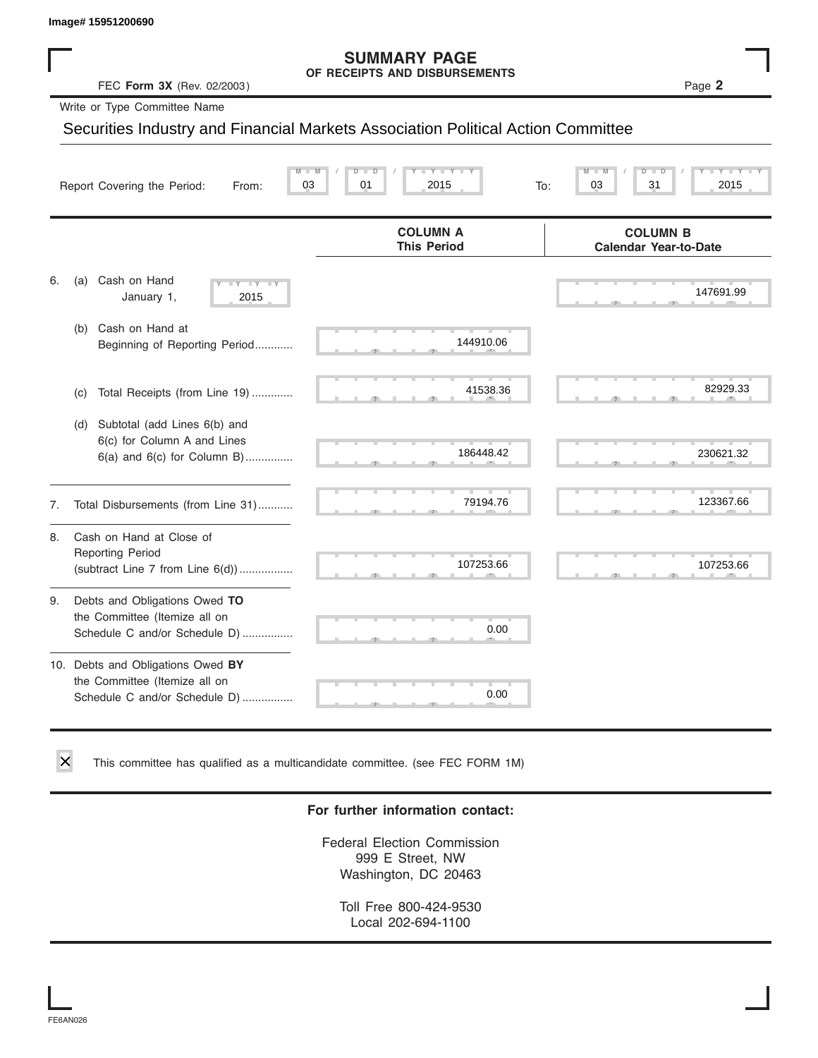Image# 15951200690

# SUMMARY PAGE
## OF RECEIPTS AND DISBURSEMENTS

FEC **Form 3X** (Rev. 02/2003) Page **2**

Write or Type Committee Name

Securities Industry and Financial Markets Association Political Action Committee

Report Covering the Period: From: 03 / 01 / 2015 To: 03 / 31 / 2015

| | COLUMN A This Period | COLUMN B Calendar Year-to-Date |
|---|---|---|
| 6. (a) Cash on Hand January 1, 2015 | | 147691.99 |
| (b) Cash on Hand at Beginning of Reporting Period............ | 144910.06 | |
| (c) Total Receipts (from Line 19) ............. | 41538.36 | 82929.33 |
| (d) Subtotal (add Lines 6(b) and 6(c) for Column A and Lines 6(a) and 6(c) for Column B)............... | 186448.42 | 230621.32 |
| 7. Total Disbursements (from Line 31)........... | 79194.76 | 123367.66 |
| 8. Cash on Hand at Close of Reporting Period (subtract Line 7 from Line 6(d)).................. | 107253.66 | 107253.66 |
| 9. Debts and Obligations Owed **TO** the Committee (Itemize all on Schedule C and/or Schedule D) ................ | 0.00 | |
| 10. Debts and Obligations Owed **BY** the Committee (Itemize all on Schedule C and/or Schedule D) ................ | 0.00 | |

☒ This committee has qualified as a multicandidate committee. (see FEC FORM 1M)

**For further information contact:**

Federal Election Commission
999 E Street, NW
Washington, DC 20463

Toll Free 800-424-9530
Local 202-694-1100

FE6AN026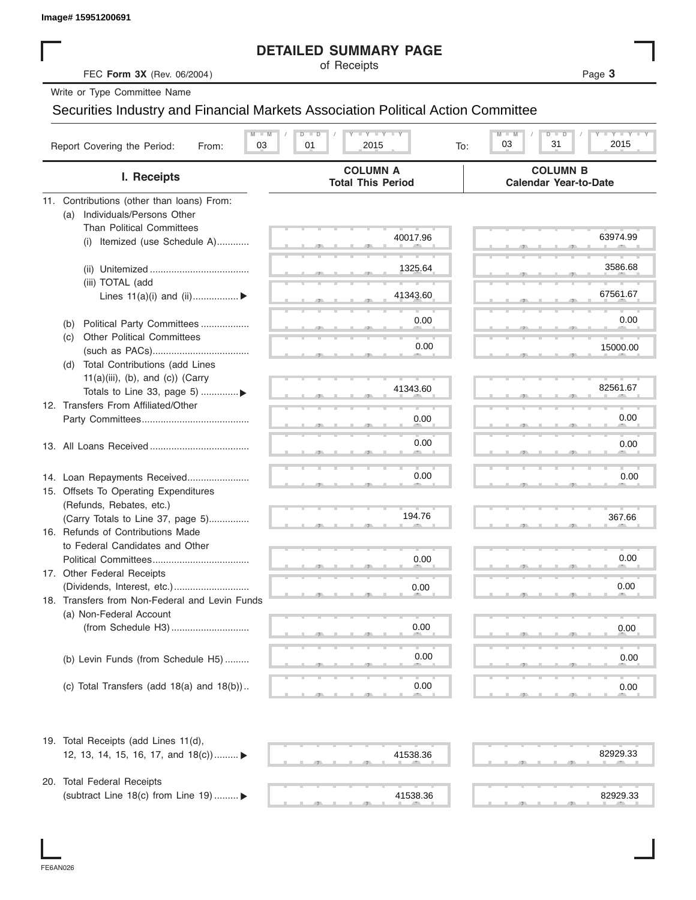Image# 15951200691

# DETAILED SUMMARY PAGE

of Receipts

FEC **Form 3X** (Rev. 06/2004)

Write or Type Committee Name

Securities Industry and Financial Markets Association Political Action Committee

Report Covering the Period: From: 03 / 01 / 2015 To: 03 / 31 / 2015

| I. Receipts | COLUMN A Total This Period | COLUMN B Calendar Year-to-Date |
|---|---|---|
| 11. Contributions (other than loans) From: | | |
| (a) Individuals/Persons Other Than Political Committees | | |
| (i) Itemized (use Schedule A) | 40017.96 | 63974.99 |
| (ii) Unitemized | 1325.64 | 3586.68 |
| (iii) TOTAL (add Lines 11(a)(i) and (ii)) ▶ | 41343.60 | 67561.67 |
| (b) Political Party Committees | 0.00 | 0.00 |
| (c) Other Political Committees (such as PACs) | 0.00 | 15000.00 |
| (d) Total Contributions (add Lines 11(a)(iii), (b), and (c)) (Carry Totals to Line 33, page 5) ▶ | 41343.60 | 82561.67 |
| 12. Transfers From Affiliated/Other Party Committees | 0.00 | 0.00 |
| 13. All Loans Received | 0.00 | 0.00 |
| 14. Loan Repayments Received | 0.00 | 0.00 |
| 15. Offsets To Operating Expenditures (Refunds, Rebates, etc.) (Carry Totals to Line 37, page 5) | 194.76 | 367.66 |
| 16. Refunds of Contributions Made to Federal Candidates and Other Political Committees | 0.00 | 0.00 |
| 17. Other Federal Receipts (Dividends, Interest, etc.) | 0.00 | 0.00 |
| 18. Transfers from Non-Federal and Levin Funds | | |
| (a) Non-Federal Account (from Schedule H3) | 0.00 | 0.00 |
| (b) Levin Funds (from Schedule H5) | 0.00 | 0.00 |
| (c) Total Transfers (add 18(a) and 18(b)) | 0.00 | 0.00 |
| 19. Total Receipts (add Lines 11(d), 12, 13, 14, 15, 16, 17, and 18(c)) ▶ | 41538.36 | 82929.33 |
| 20. Total Federal Receipts (subtract Line 18(c) from Line 19) ▶ | 41538.36 | 82929.33 |

FE6AN026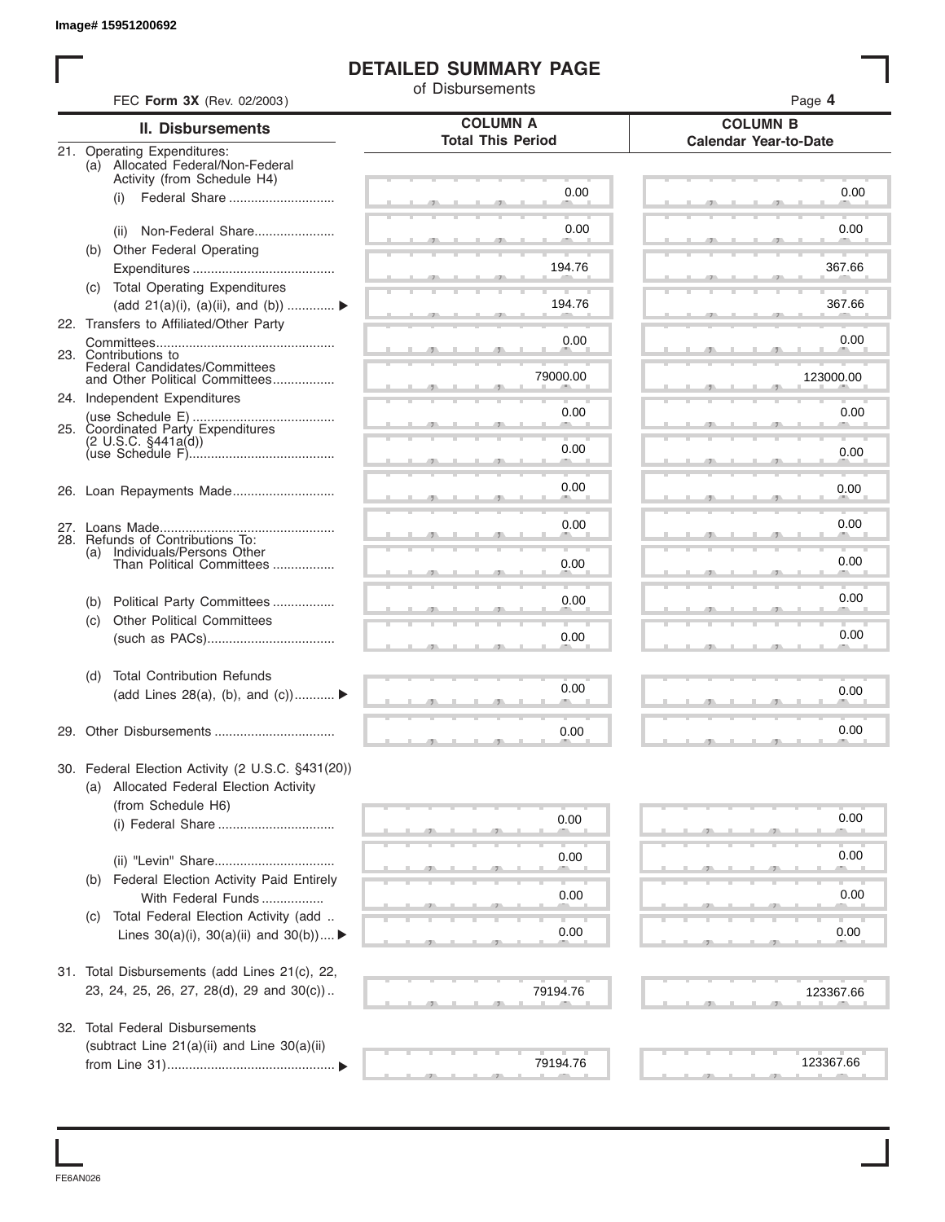Image# 15951200692

# DETAILED SUMMARY PAGE

of Disbursements

FEC **Form 3X** (Rev. 02/2003)

| II. Disbursements | COLUMN A Total This Period | COLUMN B Calendar Year-to-Date |
|---|---|---|
| 21. Operating Expenditures: | | |
| (a) Allocated Federal/Non-Federal Activity (from Schedule H4) | | |
| (i) Federal Share | 0.00 | 0.00 |
| (ii) Non-Federal Share | 0.00 | 0.00 |
| (b) Other Federal Operating Expenditures | 194.76 | 367.66 |
| (c) Total Operating Expenditures (add 21(a)(i), (a)(ii), and (b)) ▶ | 194.76 | 367.66 |
| 22. Transfers to Affiliated/Other Party Committees | 0.00 | 0.00 |
| 23. Contributions to Federal Candidates/Committees and Other Political Committees | 79000.00 | 123000.00 |
| 24. Independent Expenditures (use Schedule E) | 0.00 | 0.00 |
| 25. Coordinated Party Expenditures (2 U.S.C. §441a(d)) (use Schedule F) | 0.00 | 0.00 |
| 26. Loan Repayments Made | 0.00 | 0.00 |
| 27. Loans Made | 0.00 | 0.00 |
| 28. Refunds of Contributions To: | | |
| (a) Individuals/Persons Other Than Political Committees | 0.00 | 0.00 |
| (b) Political Party Committees | 0.00 | 0.00 |
| (c) Other Political Committees (such as PACs) | 0.00 | 0.00 |
| (d) Total Contribution Refunds (add Lines 28(a), (b), and (c)) ▶ | 0.00 | 0.00 |
| 29. Other Disbursements | 0.00 | 0.00 |
| 30. Federal Election Activity (2 U.S.C. §431(20)) | | |
| (a) Allocated Federal Election Activity (from Schedule H6) | | |
| (i) Federal Share | 0.00 | 0.00 |
| (ii) "Levin" Share | 0.00 | 0.00 |
| (b) Federal Election Activity Paid Entirely With Federal Funds | 0.00 | 0.00 |
| (c) Total Federal Election Activity (add Lines 30(a)(i), 30(a)(ii) and 30(b)) ▶ | 0.00 | 0.00 |
| 31. Total Disbursements (add Lines 21(c), 22, 23, 24, 25, 26, 27, 28(d), 29 and 30(c)) | 79194.76 | 123367.66 |
| 32. Total Federal Disbursements (subtract Line 21(a)(ii) and Line 30(a)(ii) from Line 31) ▶ | 79194.76 | 123367.66 |

FE6AN026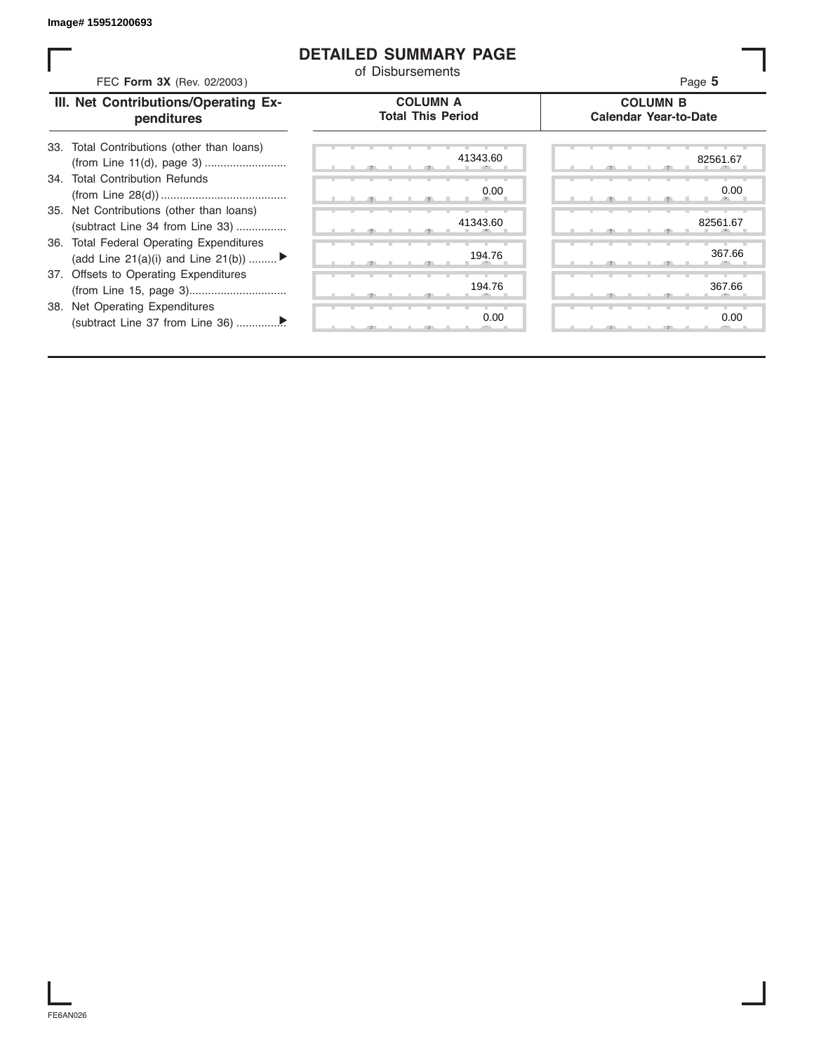Image# 15951200693

# DETAILED SUMMARY PAGE

of Disbursements

FEC **Form 3X** (Rev. 02/2003)

| III. Net Contributions/Operating Expenditures | COLUMN A Total This Period | COLUMN B Calendar Year-to-Date |
|---|---|---|
| 33. Total Contributions (other than loans) (from Line 11(d), page 3) .......................... | 41343.60 | 82561.67 |
| 34. Total Contribution Refunds (from Line 28(d)) ........................................ | 0.00 | 0.00 |
| 35. Net Contributions (other than loans) (subtract Line 34 from Line 33) ................ | 41343.60 | 82561.67 |
| 36. Total Federal Operating Expenditures (add Line 21(a)(i) and Line 21(b)) ......... ▶ | 194.76 | 367.66 |
| 37. Offsets to Operating Expenditures (from Line 15, page 3)............................... | 194.76 | 367.66 |
| 38. Net Operating Expenditures (subtract Line 37 from Line 36) ...............▶ | 0.00 | 0.00 |

FE6AN026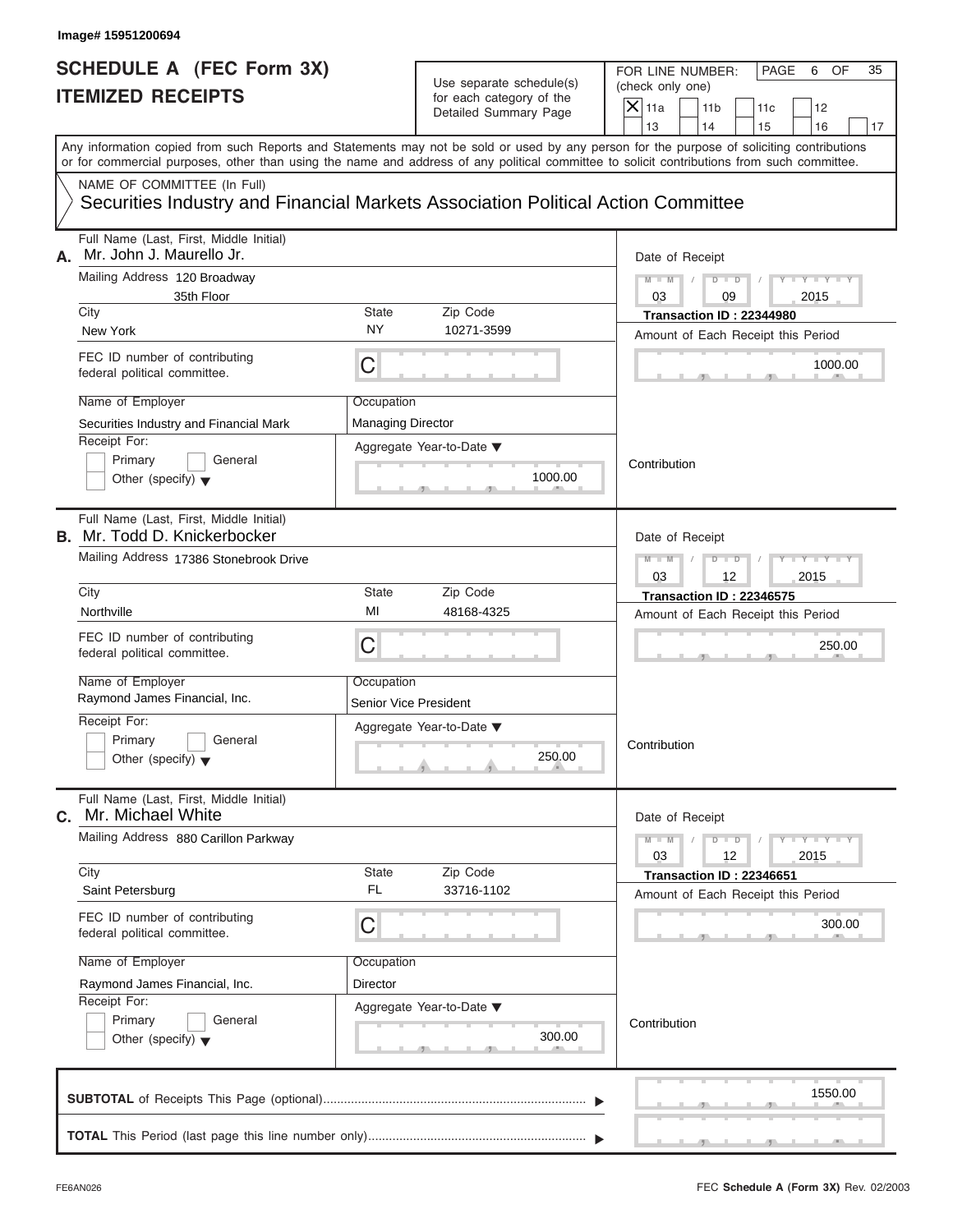Image# 15951200694

# SCHEDULE A (FEC Form 3X)
# ITEMIZED RECEIPTS

Use separate schedule(s) for each category of the Detailed Summary Page

FOR LINE NUMBER: (check only one)

- [X] 11a
- [ ] 11b
- [ ] 11c
- [ ] 12
- [ ] 13
- [ ] 14
- [ ] 15
- [ ] 16
- [ ] 17

Any information copied from such Reports and Statements may not be sold or used by any person for the purpose of soliciting contributions or for commercial purposes, other than using the name and address of any political committee to solicit contributions from such committee.

NAME OF COMMITTEE (In Full)

Securities Industry and Financial Markets Association Political Action Committee

---

**A.** Full Name (Last, First, Middle Initial): Mr. John J. Maurello Jr.

Mailing Address: 120 Broadway, 35th Floor

City: New York | State: NY | Zip Code: 10271-3599

FEC ID number of contributing federal political committee: C

Name of Employer: Securities Industry and Financial Mark

Occupation: Managing Director

Receipt For: Primary / General / Other (specify)

Aggregate Year-to-Date: 1000.00

Date of Receipt: 03 / 09 / 2015

Transaction ID : 22344980

Amount of Each Receipt this Period: 1000.00

Contribution

---

**B.** Full Name (Last, First, Middle Initial): Mr. Todd D. Knickerbocker

Mailing Address: 17386 Stonebrook Drive

City: Northville | State: MI | Zip Code: 48168-4325

FEC ID number of contributing federal political committee: C

Name of Employer: Raymond James Financial, Inc.

Occupation: Senior Vice President

Receipt For: Primary / General / Other (specify)

Aggregate Year-to-Date: 250.00

Date of Receipt: 03 / 12 / 2015

Transaction ID : 22346575

Amount of Each Receipt this Period: 250.00

Contribution

---

**C.** Full Name (Last, First, Middle Initial): Mr. Michael White

Mailing Address: 880 Carillon Parkway

City: Saint Petersburg | State: FL | Zip Code: 33716-1102

FEC ID number of contributing federal political committee: C

Name of Employer: Raymond James Financial, Inc.

Occupation: Director

Receipt For: Primary / General / Other (specify)

Aggregate Year-to-Date: 300.00

Date of Receipt: 03 / 12 / 2015

Transaction ID : 22346651

Amount of Each Receipt this Period: 300.00

Contribution

---

**SUBTOTAL** of Receipts This Page (optional): 1550.00

**TOTAL** This Period (last page this line number only):

FE6AN026 — FEC **Schedule A** (Form 3X) Rev. 02/2003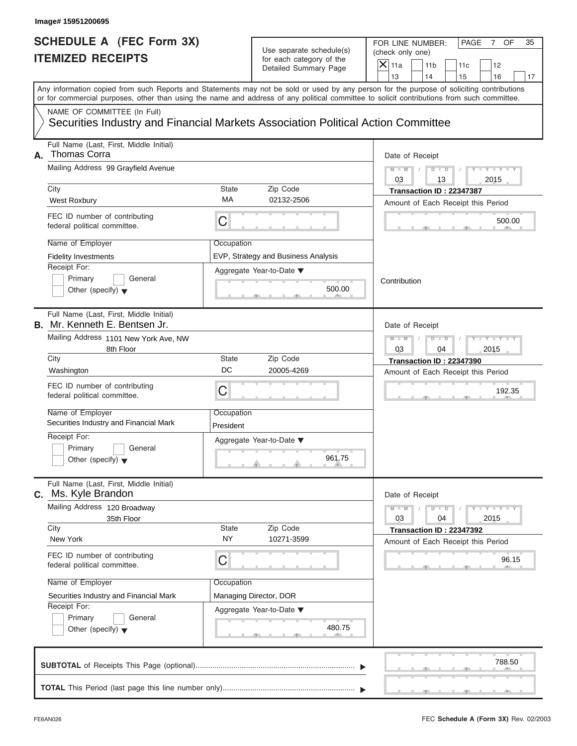Image# 15951200695

# SCHEDULE A (FEC Form 3X)
# ITEMIZED RECEIPTS

Use separate schedule(s) for each category of the Detailed Summary Page

FOR LINE NUMBER: (check only one)

- [X] 11a
- [ ] 11b
- [ ] 11c
- [ ] 12
- [ ] 13
- [ ] 14
- [ ] 15
- [ ] 16
- [ ] 17

PAGE 7 OF 35

Any information copied from such Reports and Statements may not be sold or used by any person for the purpose of soliciting contributions or for commercial purposes, other than using the name and address of any political committee to solicit contributions from such committee.

NAME OF COMMITTEE (In Full)
Securities Industry and Financial Markets Association Political Action Committee

---

**A.** Full Name (Last, First, Middle Initial): Thomas Corra

Mailing Address: 99 Grayfield Avenue

City: West Roxbury | State: MA | Zip Code: 02132-2506

FEC ID number of contributing federal political committee: C

Name of Employer: Fidelity Investments

Occupation: EVP, Strategy and Business Analysis

Receipt For: [ ] Primary [ ] General [ ] Other (specify)

Aggregate Year-to-Date: 500.00

Date of Receipt: 03 / 13 / 2015

Transaction ID : 22347387

Amount of Each Receipt this Period: 500.00

Contribution

---

**B.** Full Name (Last, First, Middle Initial): Mr. Kenneth E. Bentsen Jr.

Mailing Address: 1101 New York Ave, NW, 8th Floor

City: Washington | State: DC | Zip Code: 20005-4269

FEC ID number of contributing federal political committee: C

Name of Employer: Securities Industry and Financial Mark

Occupation: President

Receipt For: [ ] Primary [ ] General [ ] Other (specify)

Aggregate Year-to-Date: 961.75

Date of Receipt: 03 / 04 / 2015

Transaction ID : 22347390

Amount of Each Receipt this Period: 192.35

---

**C.** Full Name (Last, First, Middle Initial): Ms. Kyle Brandon

Mailing Address: 120 Broadway, 35th Floor

City: New York | State: NY | Zip Code: 10271-3599

FEC ID number of contributing federal political committee: C

Name of Employer: Securities Industry and Financial Mark

Occupation: Managing Director, DOR

Receipt For: [ ] Primary [ ] General [ ] Other (specify)

Aggregate Year-to-Date: 480.75

Date of Receipt: 03 / 04 / 2015

Transaction ID : 22347392

Amount of Each Receipt this Period: 96.15

---

**SUBTOTAL** of Receipts This Page (optional): 788.50

**TOTAL** This Period (last page this line number only):

FE6AN026

FEC **Schedule A** (Form 3X) Rev. 02/2003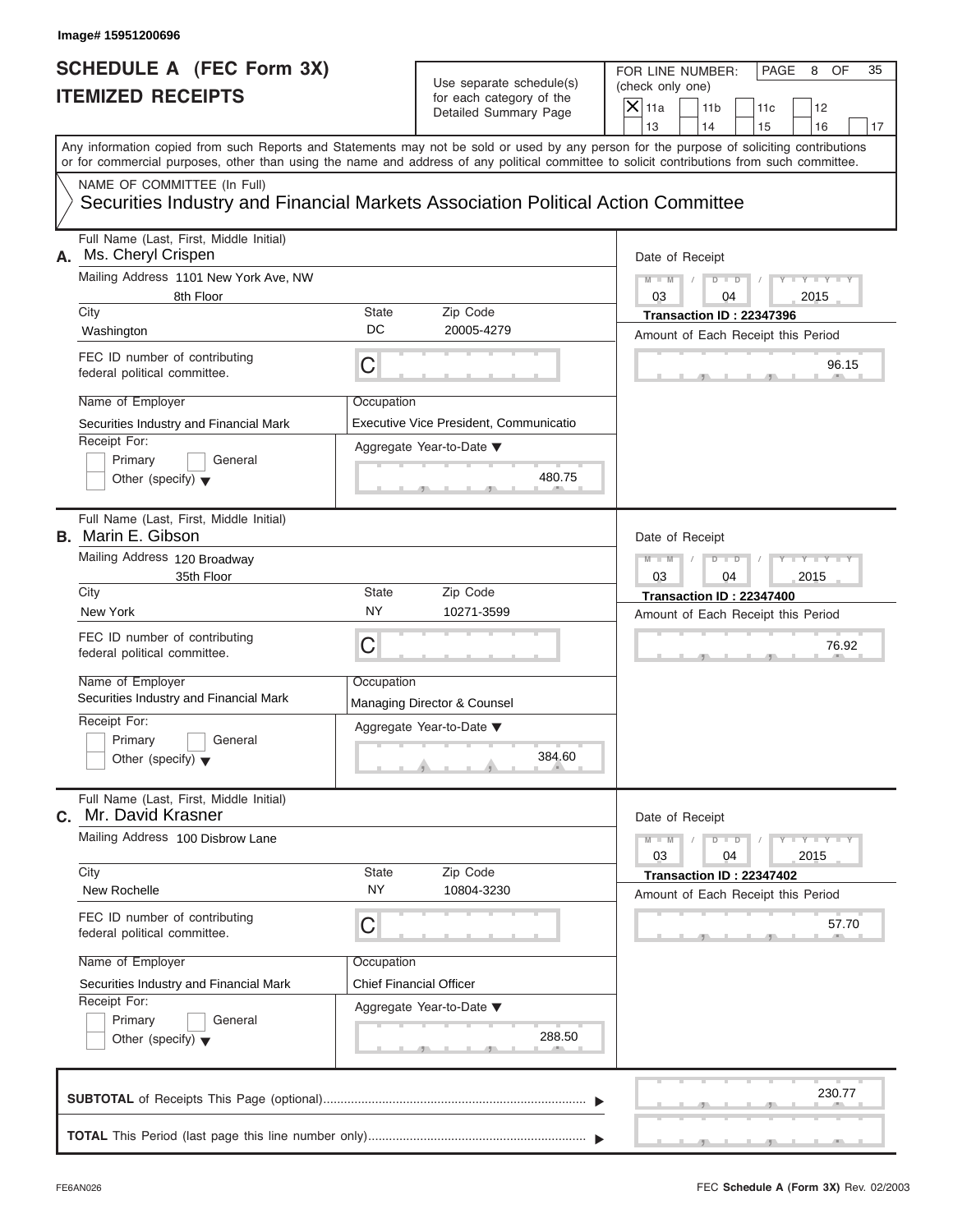Image# 15951200696

# SCHEDULE A (FEC Form 3X)
# ITEMIZED RECEIPTS

Use separate schedule(s) for each category of the Detailed Summary Page

FOR LINE NUMBER: (check only one)

- [X] 11a
- [ ] 11b
- [ ] 11c
- [ ] 12
- [ ] 13
- [ ] 14
- [ ] 15
- [ ] 16
- [ ] 17

PAGE 8 OF 35

Any information copied from such Reports and Statements may not be sold or used by any person for the purpose of soliciting contributions or for commercial purposes, other than using the name and address of any political committee to solicit contributions from such committee.

NAME OF COMMITTEE (In Full)
Securities Industry and Financial Markets Association Political Action Committee

---

**A.** Full Name (Last, First, Middle Initial): Ms. Cheryl Crispen

Mailing Address: 1101 New York Ave, NW, 8th Floor

City: Washington | State: DC | Zip Code: 20005-4279

FEC ID number of contributing federal political committee: C

Name of Employer: Securities Industry and Financial Mark

Occupation: Executive Vice President, Communicatio

Receipt For: Primary / General / Other (specify)

Aggregate Year-to-Date: 480.75

Date of Receipt: 03 / 04 / 2015

Transaction ID : 22347396

Amount of Each Receipt this Period: 96.15

---

**B.** Full Name (Last, First, Middle Initial): Marin E. Gibson

Mailing Address: 120 Broadway, 35th Floor

City: New York | State: NY | Zip Code: 10271-3599

FEC ID number of contributing federal political committee: C

Name of Employer: Securities Industry and Financial Mark

Occupation: Managing Director & Counsel

Receipt For: Primary / General / Other (specify)

Aggregate Year-to-Date: 384.60

Date of Receipt: 03 / 04 / 2015

Transaction ID : 22347400

Amount of Each Receipt this Period: 76.92

---

**C.** Full Name (Last, First, Middle Initial): Mr. David Krasner

Mailing Address: 100 Disbrow Lane

City: New Rochelle | State: NY | Zip Code: 10804-3230

FEC ID number of contributing federal political committee: C

Name of Employer: Securities Industry and Financial Mark

Occupation: Chief Financial Officer

Receipt For: Primary / General / Other (specify)

Aggregate Year-to-Date: 288.50

Date of Receipt: 03 / 04 / 2015

Transaction ID : 22347402

Amount of Each Receipt this Period: 57.70

---

**SUBTOTAL** of Receipts This Page (optional): 230.77

**TOTAL** This Period (last page this line number only):

FE6AN026 — FEC **Schedule A (Form 3X)** Rev. 02/2003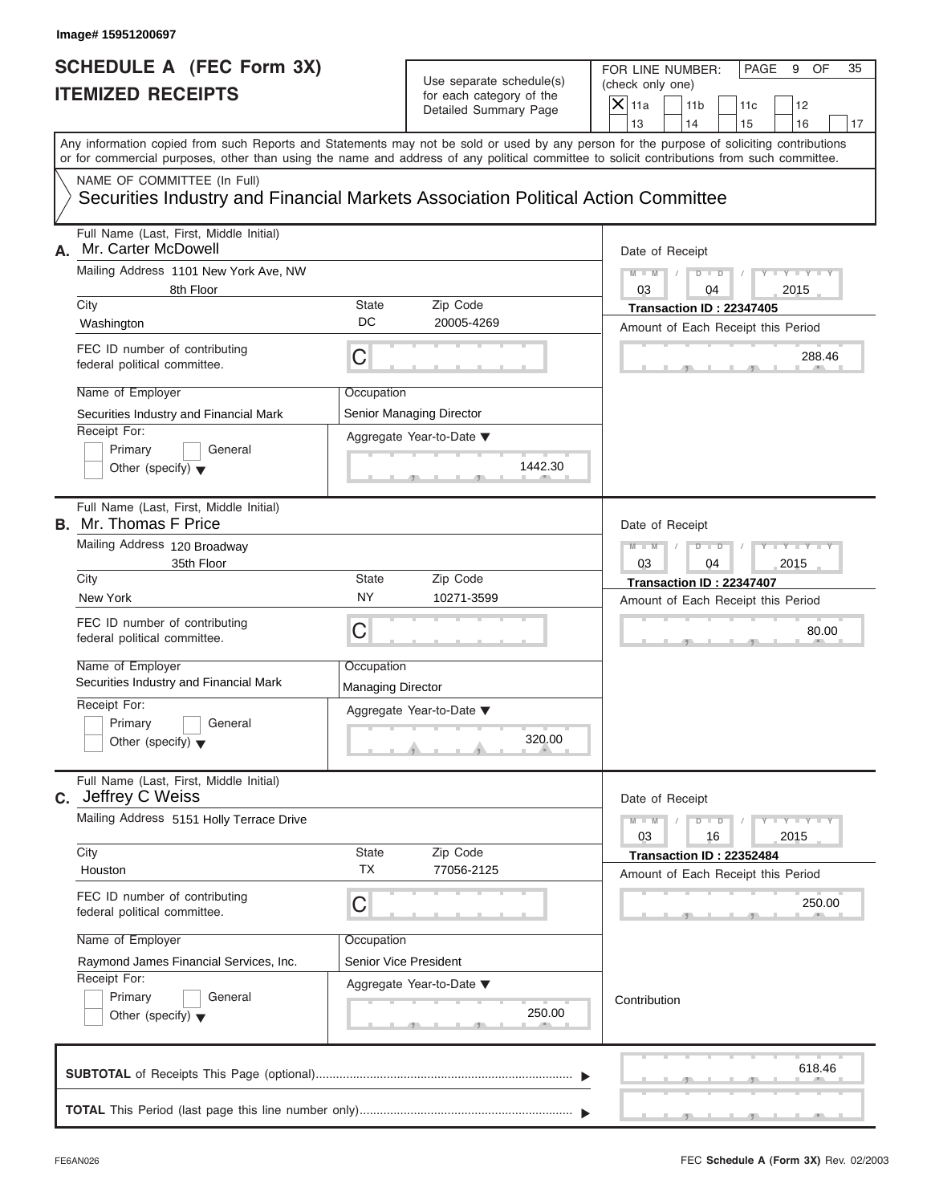Image# 15951200697

# SCHEDULE A (FEC Form 3X) ITEMIZED RECEIPTS

Use separate schedule(s) for each category of the Detailed Summary Page

FOR LINE NUMBER: (check only one)

- [X] 11a
- [ ] 11b
- [ ] 11c
- [ ] 12
- [ ] 13
- [ ] 14
- [ ] 15
- [ ] 16
- [ ] 17

PAGE 9 OF 35

Any information copied from such Reports and Statements may not be sold or used by any person for the purpose of soliciting contributions or for commercial purposes, other than using the name and address of any political committee to solicit contributions from such committee.

NAME OF COMMITTEE (In Full)

Securities Industry and Financial Markets Association Political Action Committee

---

**A.** Full Name (Last, First, Middle Initial): Mr. Carter McDowell

Mailing Address: 1101 New York Ave, NW, 8th Floor

City: Washington | State: DC | Zip Code: 20005-4269

FEC ID number of contributing federal political committee: C

Name of Employer: Securities Industry and Financial Mark

Occupation: Senior Managing Director

Receipt For: Primary / General / Other (specify)

Date of Receipt: 03 / 04 / 2015

Transaction ID : 22347405

Amount of Each Receipt this Period: 288.46

Aggregate Year-to-Date: 1442.30

---

**B.** Full Name (Last, First, Middle Initial): Mr. Thomas F Price

Mailing Address: 120 Broadway, 35th Floor

City: New York | State: NY | Zip Code: 10271-3599

FEC ID number of contributing federal political committee: C

Name of Employer: Securities Industry and Financial Mark

Occupation: Managing Director

Receipt For: Primary / General / Other (specify)

Date of Receipt: 03 / 04 / 2015

Transaction ID : 22347407

Amount of Each Receipt this Period: 80.00

Aggregate Year-to-Date: 320.00

---

**C.** Full Name (Last, First, Middle Initial): Jeffrey C Weiss

Mailing Address: 5151 Holly Terrace Drive

City: Houston | State: TX | Zip Code: 77056-2125

FEC ID number of contributing federal political committee: C

Name of Employer: Raymond James Financial Services, Inc.

Occupation: Senior Vice President

Receipt For: Primary / General / Other (specify)

Date of Receipt: 03 / 16 / 2015

Transaction ID : 22352484

Amount of Each Receipt this Period: 250.00

Aggregate Year-to-Date: 250.00

Contribution

---

**SUBTOTAL** of Receipts This Page (optional): 618.46

**TOTAL** This Period (last page this line number only):

FE6AN026

FEC Schedule A (Form 3X) Rev. 02/2003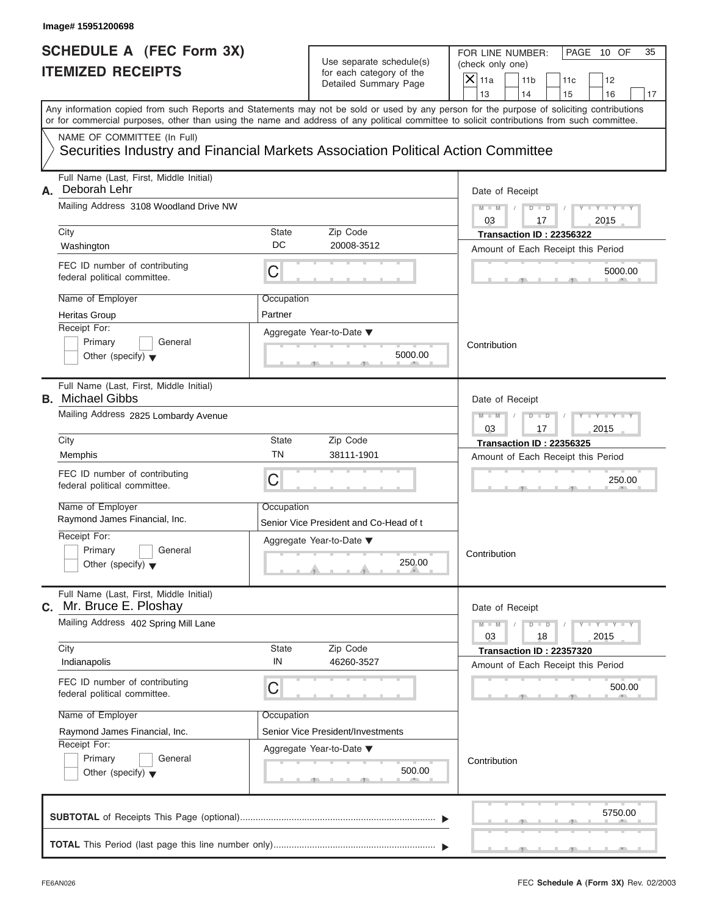Image# 15951200698

# SCHEDULE A (FEC Form 3X)
# ITEMIZED RECEIPTS

Use separate schedule(s) for each category of the Detailed Summary Page

FOR LINE NUMBER: (check only one)

- [X] 11a
- [ ] 11b
- [ ] 11c
- [ ] 12
- [ ] 13
- [ ] 14
- [ ] 15
- [ ] 16
- [ ] 17

Any information copied from such Reports and Statements may not be sold or used by any person for the purpose of soliciting contributions or for commercial purposes, other than using the name and address of any political committee to solicit contributions from such committee.

NAME OF COMMITTEE (In Full)
Securities Industry and Financial Markets Association Political Action Committee

---

**A.** Full Name (Last, First, Middle Initial): Deborah Lehr

Mailing Address: 3108 Woodland Drive NW

City: Washington | State: DC | Zip Code: 20008-3512

FEC ID number of contributing federal political committee: C

Name of Employer: Heritas Group

Occupation: Partner

Receipt For: [ ] Primary [ ] General [ ] Other (specify)

Aggregate Year-to-Date: 5000.00

Date of Receipt: 03 / 17 / 2015

Transaction ID : 22356322

Amount of Each Receipt this Period: 5000.00

Contribution

---

**B.** Full Name (Last, First, Middle Initial): Michael Gibbs

Mailing Address: 2825 Lombardy Avenue

City: Memphis | State: TN | Zip Code: 38111-1901

FEC ID number of contributing federal political committee: C

Name of Employer: Raymond James Financial, Inc.

Occupation: Senior Vice President and Co-Head of t

Receipt For: [ ] Primary [ ] General [ ] Other (specify)

Aggregate Year-to-Date: 250.00

Date of Receipt: 03 / 17 / 2015

Transaction ID : 22356325

Amount of Each Receipt this Period: 250.00

Contribution

---

**C.** Full Name (Last, First, Middle Initial): Mr. Bruce E. Ploshay

Mailing Address: 402 Spring Mill Lane

City: Indianapolis | State: IN | Zip Code: 46260-3527

FEC ID number of contributing federal political committee: C

Name of Employer: Raymond James Financial, Inc.

Occupation: Senior Vice President/Investments

Receipt For: [ ] Primary [ ] General [ ] Other (specify)

Aggregate Year-to-Date: 500.00

Date of Receipt: 03 / 18 / 2015

Transaction ID : 22357320

Amount of Each Receipt this Period: 500.00

Contribution

---

**SUBTOTAL** of Receipts This Page (optional): 5750.00

**TOTAL** This Period (last page this line number only):

FE6AN026 FEC **Schedule A** (Form 3X) Rev. 02/2003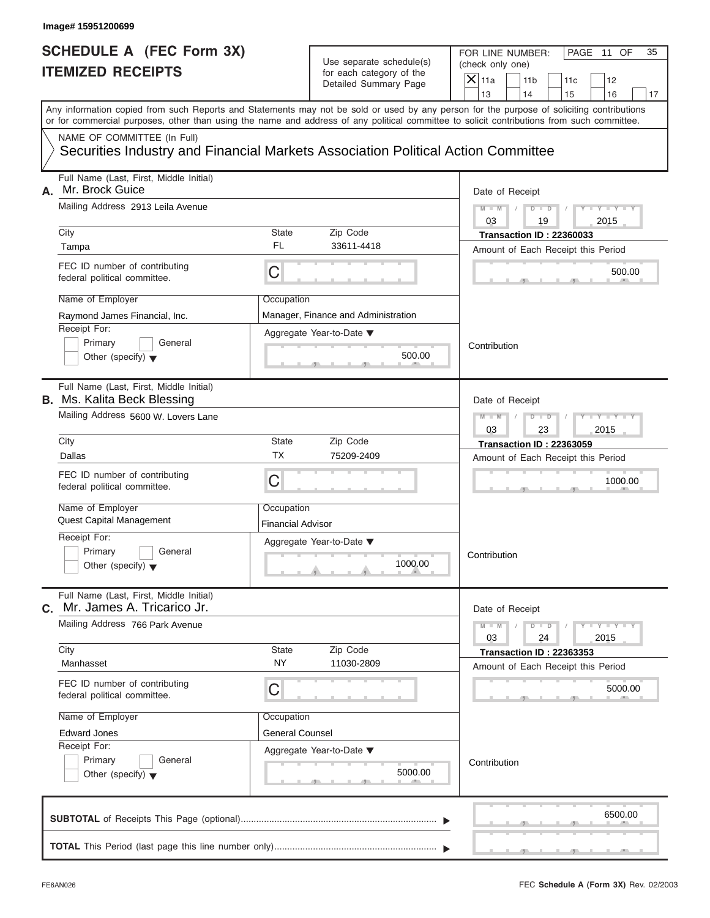Image# 15951200699

# SCHEDULE A (FEC Form 3X)
# ITEMIZED RECEIPTS

Use separate schedule(s) for each category of the Detailed Summary Page

FOR LINE NUMBER: (check only one)

- [X] 11a
- [ ] 11b
- [ ] 11c
- [ ] 12
- [ ] 13
- [ ] 14
- [ ] 15
- [ ] 16
- [ ] 17

Any information copied from such Reports and Statements may not be sold or used by any person for the purpose of soliciting contributions or for commercial purposes, other than using the name and address of any political committee to solicit contributions from such committee.

NAME OF COMMITTEE (In Full)

Securities Industry and Financial Markets Association Political Action Committee

---

**A.** Full Name (Last, First, Middle Initial): Mr. Brock Guice

Mailing Address: 2913 Leila Avenue

| City | State | Zip Code |
|---|---|---|
| Tampa | FL | 33611-4418 |

FEC ID number of contributing federal political committee: C

| Name of Employer | Occupation |
|---|---|
| Raymond James Financial, Inc. | Manager, Finance and Administration |

Receipt For: Primary / General / Other (specify)

Aggregate Year-to-Date: 500.00

Date of Receipt: 03 / 19 / 2015

Transaction ID : 22360033

Amount of Each Receipt this Period: 500.00

Contribution

---

**B.** Full Name (Last, First, Middle Initial): Ms. Kalita Beck Blessing

Mailing Address: 5600 W. Lovers Lane

| City | State | Zip Code |
|---|---|---|
| Dallas | TX | 75209-2409 |

FEC ID number of contributing federal political committee: C

| Name of Employer | Occupation |
|---|---|
| Quest Capital Management | Financial Advisor |

Receipt For: Primary / General / Other (specify)

Aggregate Year-to-Date: 1000.00

Date of Receipt: 03 / 23 / 2015

Transaction ID : 22363059

Amount of Each Receipt this Period: 1000.00

Contribution

---

**C.** Full Name (Last, First, Middle Initial): Mr. James A. Tricarico Jr.

Mailing Address: 766 Park Avenue

| City | State | Zip Code |
|---|---|---|
| Manhasset | NY | 11030-2809 |

FEC ID number of contributing federal political committee: C

| Name of Employer | Occupation |
|---|---|
| Edward Jones | General Counsel |

Receipt For: Primary / General / Other (specify)

Aggregate Year-to-Date: 5000.00

Date of Receipt: 03 / 24 / 2015

Transaction ID : 22363353

Amount of Each Receipt this Period: 5000.00

Contribution

---

**SUBTOTAL** of Receipts This Page (optional): 6500.00

**TOTAL** This Period (last page this line number only):

FE6AN026

FEC **Schedule A** (Form 3X) Rev. 02/2003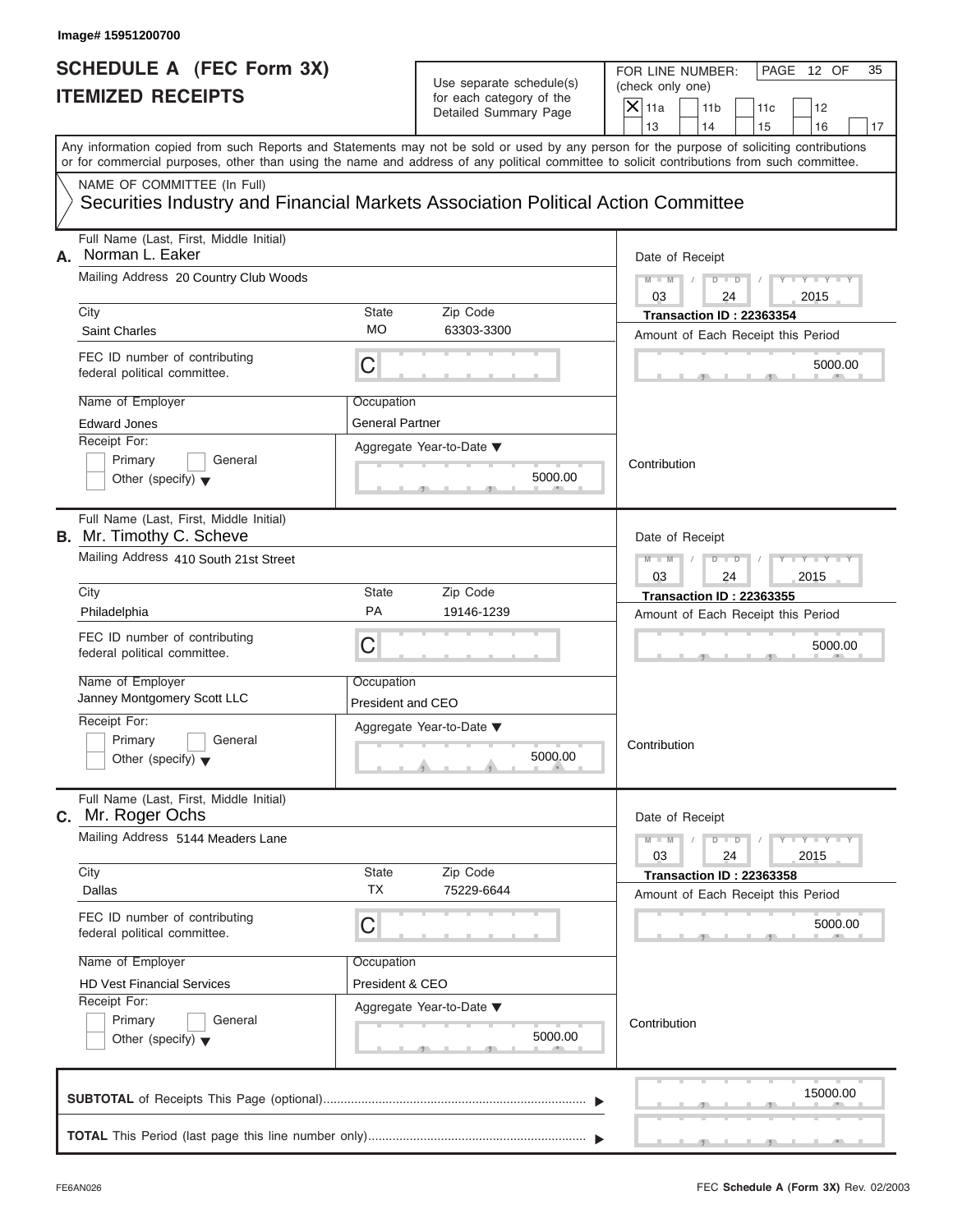Image# 15951200700

# SCHEDULE A (FEC Form 3X)
# ITEMIZED RECEIPTS

Use separate schedule(s) for each category of the Detailed Summary Page

FOR LINE NUMBER: (check only one)

- [X] 11a
- [ ] 11b
- [ ] 11c
- [ ] 12
- [ ] 13
- [ ] 14
- [ ] 15
- [ ] 16
- [ ] 17

Any information copied from such Reports and Statements may not be sold or used by any person for the purpose of soliciting contributions or for commercial purposes, other than using the name and address of any political committee to solicit contributions from such committee.

NAME OF COMMITTEE (In Full)

Securities Industry and Financial Markets Association Political Action Committee

---

**A.** Full Name (Last, First, Middle Initial): Norman L. Eaker

Mailing Address: 20 Country Club Woods

| City | State | Zip Code |
|---|---|---|
| Saint Charles | MO | 63303-3300 |

FEC ID number of contributing federal political committee: C

Name of Employer: Edward Jones

Occupation: General Partner

Receipt For: Primary / General / Other (specify)

Aggregate Year-to-Date: 5000.00

Date of Receipt: 03 / 24 / 2015

Transaction ID : 22363354

Amount of Each Receipt this Period: 5000.00

Contribution

---

**B.** Full Name (Last, First, Middle Initial): Mr. Timothy C. Scheve

Mailing Address: 410 South 21st Street

| City | State | Zip Code |
|---|---|---|
| Philadelphia | PA | 19146-1239 |

FEC ID number of contributing federal political committee: C

Name of Employer: Janney Montgomery Scott LLC

Occupation: President and CEO

Receipt For: Primary / General / Other (specify)

Aggregate Year-to-Date: 5000.00

Date of Receipt: 03 / 24 / 2015

Transaction ID : 22363355

Amount of Each Receipt this Period: 5000.00

Contribution

---

**C.** Full Name (Last, First, Middle Initial): Mr. Roger Ochs

Mailing Address: 5144 Meaders Lane

| City | State | Zip Code |
|---|---|---|
| Dallas | TX | 75229-6644 |

FEC ID number of contributing federal political committee: C

Name of Employer: HD Vest Financial Services

Occupation: President & CEO

Receipt For: Primary / General / Other (specify)

Aggregate Year-to-Date: 5000.00

Date of Receipt: 03 / 24 / 2015

Transaction ID : 22363358

Amount of Each Receipt this Period: 5000.00

Contribution

---

**SUBTOTAL** of Receipts This Page (optional): 15000.00

**TOTAL** This Period (last page this line number only):

FE6AN026

FEC **Schedule A** (Form 3X) Rev. 02/2003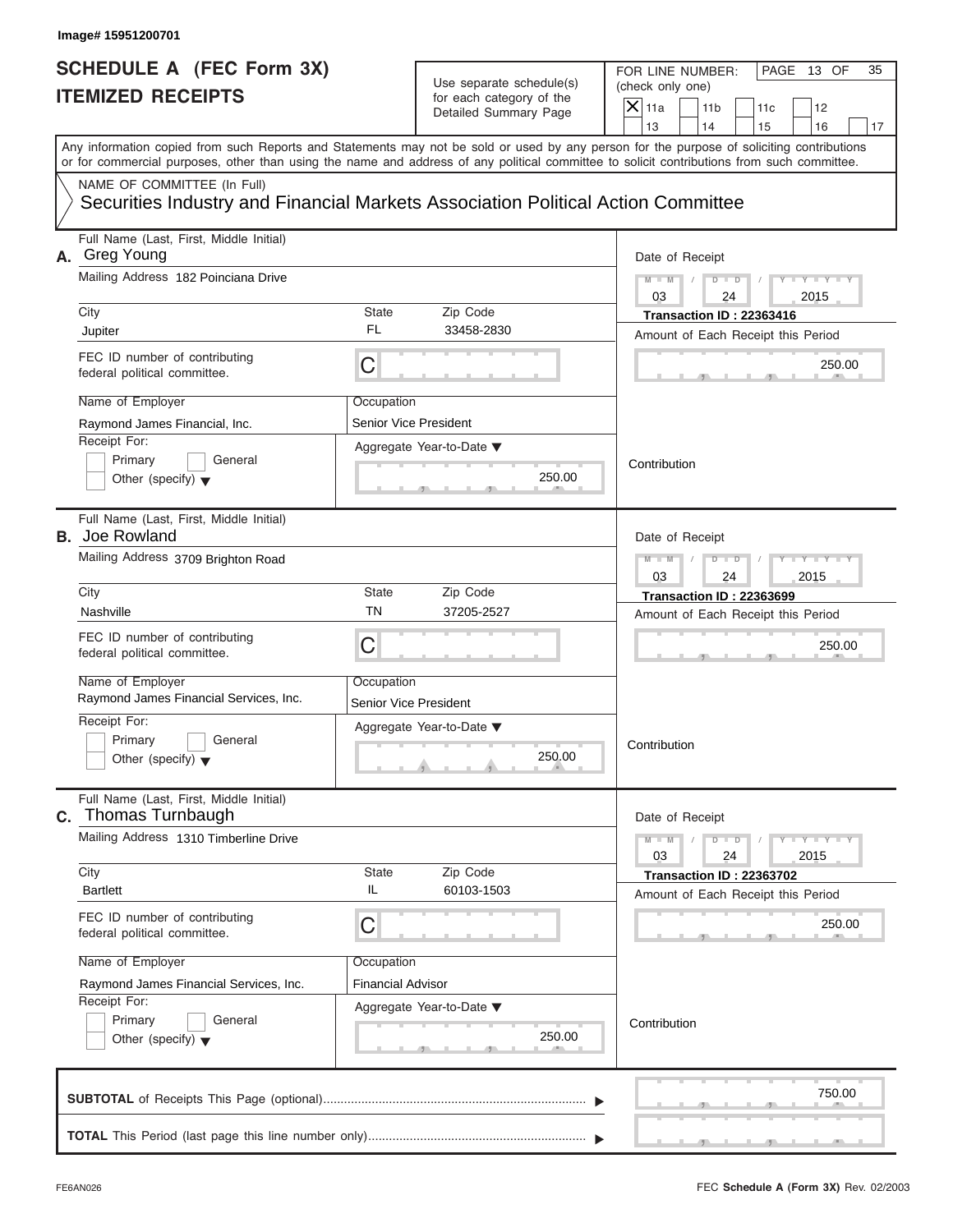Image# 15951200701

# SCHEDULE A (FEC Form 3X)
# ITEMIZED RECEIPTS

Use separate schedule(s) for each category of the Detailed Summary Page

FOR LINE NUMBER: (check only one)

- [X] 11a
- [ ] 11b
- [ ] 11c
- [ ] 12
- [ ] 13
- [ ] 14
- [ ] 15
- [ ] 16
- [ ] 17

Any information copied from such Reports and Statements may not be sold or used by any person for the purpose of soliciting contributions or for commercial purposes, other than using the name and address of any political committee to solicit contributions from such committee.

NAME OF COMMITTEE (In Full)
Securities Industry and Financial Markets Association Political Action Committee

---

**A.** Full Name (Last, First, Middle Initial): Greg Young

Mailing Address: 182 Poinciana Drive

City: Jupiter | State: FL | Zip Code: 33458-2830

FEC ID number of contributing federal political committee: C

Name of Employer: Raymond James Financial, Inc.

Occupation: Senior Vice President

Receipt For: Primary / General / Other (specify)

Aggregate Year-to-Date: 250.00

Date of Receipt: 03 / 24 / 2015

Transaction ID : 22363416

Amount of Each Receipt this Period: 250.00

Contribution

---

**B.** Full Name (Last, First, Middle Initial): Joe Rowland

Mailing Address: 3709 Brighton Road

City: Nashville | State: TN | Zip Code: 37205-2527

FEC ID number of contributing federal political committee: C

Name of Employer: Raymond James Financial Services, Inc.

Occupation: Senior Vice President

Receipt For: Primary / General / Other (specify)

Aggregate Year-to-Date: 250.00

Date of Receipt: 03 / 24 / 2015

Transaction ID : 22363699

Amount of Each Receipt this Period: 250.00

Contribution

---

**C.** Full Name (Last, First, Middle Initial): Thomas Turnbaugh

Mailing Address: 1310 Timberline Drive

City: Bartlett | State: IL | Zip Code: 60103-1503

FEC ID number of contributing federal political committee: C

Name of Employer: Raymond James Financial Services, Inc.

Occupation: Financial Advisor

Receipt For: Primary / General / Other (specify)

Aggregate Year-to-Date: 250.00

Date of Receipt: 03 / 24 / 2015

Transaction ID : 22363702

Amount of Each Receipt this Period: 250.00

Contribution

---

**SUBTOTAL** of Receipts This Page (optional): 750.00

**TOTAL** This Period (last page this line number only):

FE6AN026

FEC **Schedule A (Form 3X)** Rev. 02/2003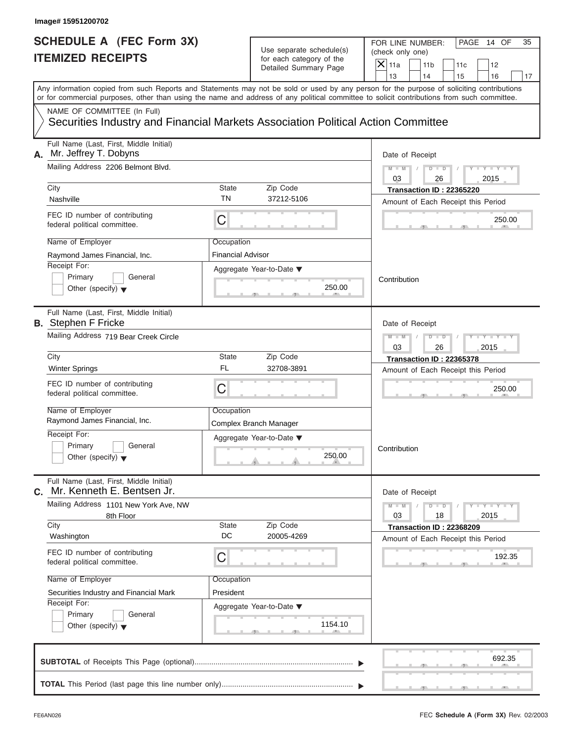Image# 15951200702

# SCHEDULE A (FEC Form 3X) ITEMIZED RECEIPTS

Use separate schedule(s) for each category of the Detailed Summary Page

FOR LINE NUMBER: (check only one)

- [X] 11a
- [ ] 11b
- [ ] 11c
- [ ] 12
- [ ] 13
- [ ] 14
- [ ] 15
- [ ] 16
- [ ] 17

Any information copied from such Reports and Statements may not be sold or used by any person for the purpose of soliciting contributions or for commercial purposes, other than using the name and address of any political committee to solicit contributions from such committee.

NAME OF COMMITTEE (In Full)

Securities Industry and Financial Markets Association Political Action Committee

---

**A.** Full Name (Last, First, Middle Initial): Mr. Jeffrey T. Dobyns

Mailing Address: 2206 Belmont Blvd.

City: Nashville | State: TN | Zip Code: 37212-5106

FEC ID number of contributing federal political committee: C

Name of Employer: Raymond James Financial, Inc.

Occupation: Financial Advisor

Receipt For: Primary / General / Other (specify)

Aggregate Year-to-Date: 250.00

Date of Receipt: 03 / 26 / 2015

Transaction ID : 22365220

Amount of Each Receipt this Period: 250.00

Contribution

---

**B.** Full Name (Last, First, Middle Initial): Stephen F Fricke

Mailing Address: 719 Bear Creek Circle

City: Winter Springs | State: FL | Zip Code: 32708-3891

FEC ID number of contributing federal political committee: C

Name of Employer: Raymond James Financial, Inc.

Occupation: Complex Branch Manager

Receipt For: Primary / General / Other (specify)

Aggregate Year-to-Date: 250.00

Date of Receipt: 03 / 26 / 2015

Transaction ID : 22365378

Amount of Each Receipt this Period: 250.00

Contribution

---

**C.** Full Name (Last, First, Middle Initial): Mr. Kenneth E. Bentsen Jr.

Mailing Address: 1101 New York Ave, NW, 8th Floor

City: Washington | State: DC | Zip Code: 20005-4269

FEC ID number of contributing federal political committee: C

Name of Employer: Securities Industry and Financial Mark

Occupation: President

Receipt For: Primary / General / Other (specify)

Aggregate Year-to-Date: 1154.10

Date of Receipt: 03 / 18 / 2015

Transaction ID : 22368209

Amount of Each Receipt this Period: 192.35

---

**SUBTOTAL** of Receipts This Page (optional): 692.35

**TOTAL** This Period (last page this line number only):

FE6AN026

FEC **Schedule A** (Form 3X) Rev. 02/2003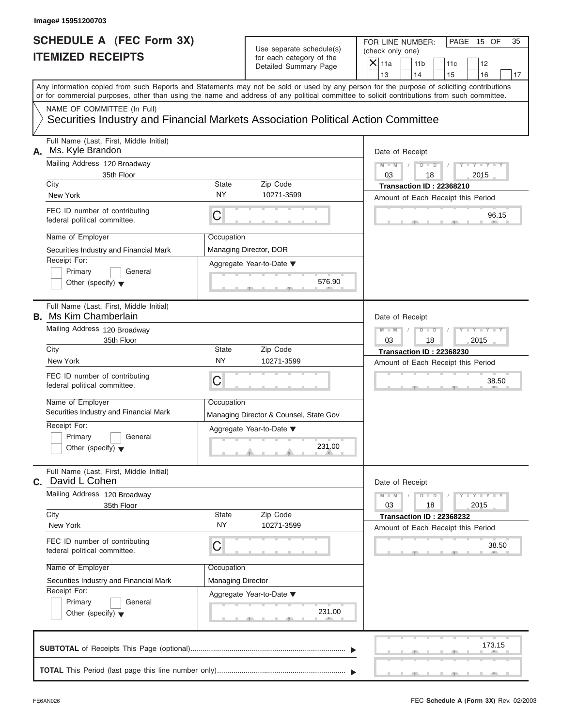Image# 15951200703

# SCHEDULE A (FEC Form 3X) ITEMIZED RECEIPTS

Use separate schedule(s) for each category of the Detailed Summary Page

FOR LINE NUMBER: (check only one)

- [X] 11a
- [ ] 11b
- [ ] 11c
- [ ] 12
- [ ] 13
- [ ] 14
- [ ] 15
- [ ] 16
- [ ] 17

PAGE 15 OF 35

Any information copied from such Reports and Statements may not be sold or used by any person for the purpose of soliciting contributions or for commercial purposes, other than using the name and address of any political committee to solicit contributions from such committee.

NAME OF COMMITTEE (In Full)
Securities Industry and Financial Markets Association Political Action Committee

---

**A.** Full Name (Last, First, Middle Initial): Ms. Kyle Brandon

Mailing Address: 120 Broadway, 35th Floor

City: New York | State: NY | Zip Code: 10271-3599

FEC ID number of contributing federal political committee: C

Name of Employer: Securities Industry and Financial Mark

Occupation: Managing Director, DOR

Receipt For: Primary / General / Other (specify)

Aggregate Year-to-Date: 576.90

Date of Receipt: 03 / 18 / 2015

Transaction ID : 22368210

Amount of Each Receipt this Period: 96.15

---

**B.** Full Name (Last, First, Middle Initial): Ms Kim Chamberlain

Mailing Address: 120 Broadway, 35th Floor

City: New York | State: NY | Zip Code: 10271-3599

FEC ID number of contributing federal political committee: C

Name of Employer: Securities Industry and Financial Mark

Occupation: Managing Director & Counsel, State Gov

Receipt For: Primary / General / Other (specify)

Aggregate Year-to-Date: 231.00

Date of Receipt: 03 / 18 / 2015

Transaction ID : 22368230

Amount of Each Receipt this Period: 38.50

---

**C.** Full Name (Last, First, Middle Initial): David L Cohen

Mailing Address: 120 Broadway, 35th Floor

City: New York | State: NY | Zip Code: 10271-3599

FEC ID number of contributing federal political committee: C

Name of Employer: Securities Industry and Financial Mark

Occupation: Managing Director

Receipt For: Primary / General / Other (specify)

Aggregate Year-to-Date: 231.00

Date of Receipt: 03 / 18 / 2015

Transaction ID : 22368232

Amount of Each Receipt this Period: 38.50

---

**SUBTOTAL** of Receipts This Page (optional): 173.15

**TOTAL** This Period (last page this line number only):

FE6AN026

FEC **Schedule A** (Form 3X) Rev. 02/2003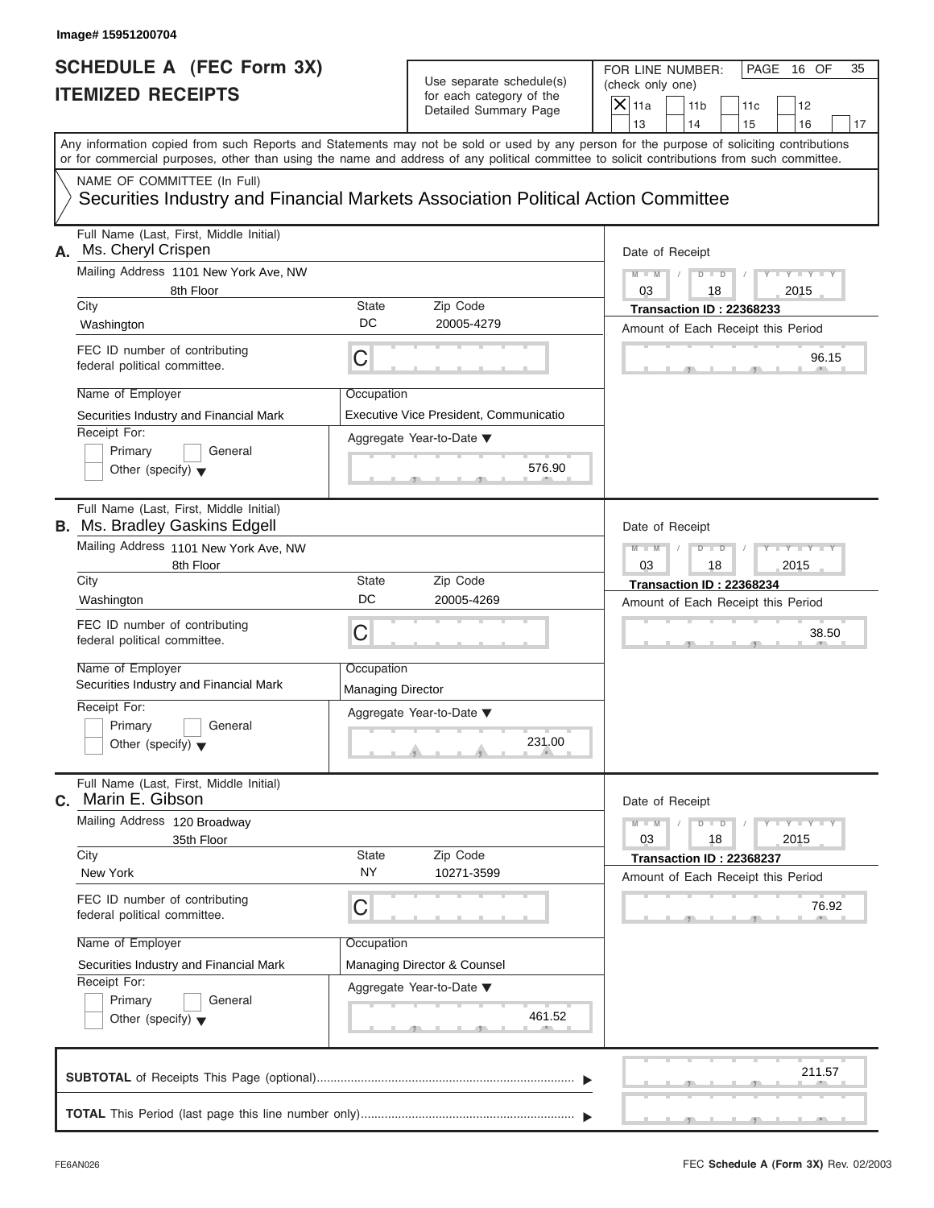Image# 15951200704

# SCHEDULE A (FEC Form 3X)
# ITEMIZED RECEIPTS

Use separate schedule(s) for each category of the Detailed Summary Page

FOR LINE NUMBER: (check only one)

- [x] 11a
- [ ] 11b
- [ ] 11c
- [ ] 12
- [ ] 13
- [ ] 14
- [ ] 15
- [ ] 16
- [ ] 17

Any information copied from such Reports and Statements may not be sold or used by any person for the purpose of soliciting contributions or for commercial purposes, other than using the name and address of any political committee to solicit contributions from such committee.

NAME OF COMMITTEE (In Full)

Securities Industry and Financial Markets Association Political Action Committee

---

**A.** Full Name (Last, First, Middle Initial): Ms. Cheryl Crispen

Mailing Address: 1101 New York Ave, NW, 8th Floor

City: Washington | State: DC | Zip Code: 20005-4279

FEC ID number of contributing federal political committee: C

Name of Employer: Securities Industry and Financial Mark

Occupation: Executive Vice President, Communicatio

Receipt For: Primary / General / Other (specify)

Aggregate Year-to-Date: 576.90

Date of Receipt: 03 / 18 / 2015

Transaction ID : 22368233

Amount of Each Receipt this Period: 96.15

---

**B.** Full Name (Last, First, Middle Initial): Ms. Bradley Gaskins Edgell

Mailing Address: 1101 New York Ave, NW, 8th Floor

City: Washington | State: DC | Zip Code: 20005-4269

FEC ID number of contributing federal political committee: C

Name of Employer: Securities Industry and Financial Mark

Occupation: Managing Director

Receipt For: Primary / General / Other (specify)

Aggregate Year-to-Date: 231.00

Date of Receipt: 03 / 18 / 2015

Transaction ID : 22368234

Amount of Each Receipt this Period: 38.50

---

**C.** Full Name (Last, First, Middle Initial): Marin E. Gibson

Mailing Address: 120 Broadway, 35th Floor

City: New York | State: NY | Zip Code: 10271-3599

FEC ID number of contributing federal political committee: C

Name of Employer: Securities Industry and Financial Mark

Occupation: Managing Director & Counsel

Receipt For: Primary / General / Other (specify)

Aggregate Year-to-Date: 461.52

Date of Receipt: 03 / 18 / 2015

Transaction ID : 22368237

Amount of Each Receipt this Period: 76.92

---

**SUBTOTAL** of Receipts This Page (optional): 211.57

**TOTAL** This Period (last page this line number only):

FE6AN026

FEC **Schedule A** (Form 3X) Rev. 02/2003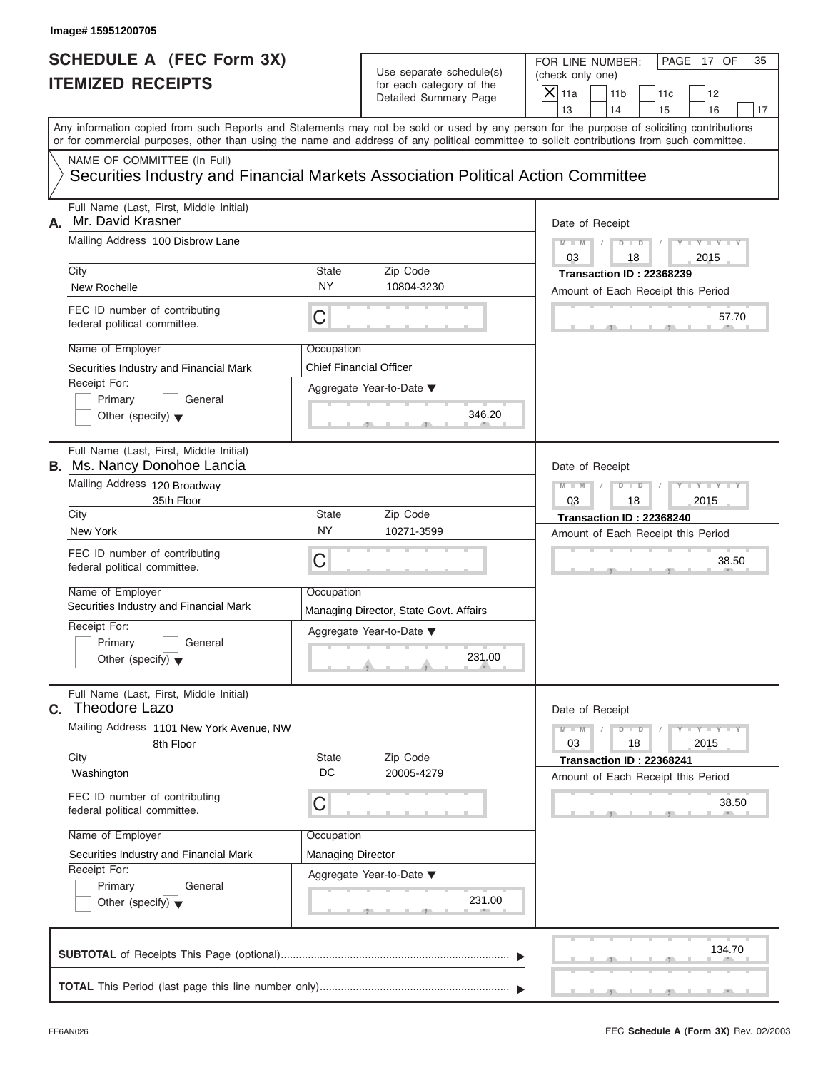Image# 15951200705

# SCHEDULE A (FEC Form 3X) ITEMIZED RECEIPTS

Use separate schedule(s) for each category of the Detailed Summary Page

FOR LINE NUMBER: (check only one)

| | | | | |
|---|---|---|---|---|
| X 11a | 11b | 11c | 12 | |
| 13 | 14 | 15 | 16 | 17 |

PAGE 17 OF 35

Any information copied from such Reports and Statements may not be sold or used by any person for the purpose of soliciting contributions or for commercial purposes, other than using the name and address of any political committee to solicit contributions from such committee.

NAME OF COMMITTEE (In Full)
Securities Industry and Financial Markets Association Political Action Committee

---

**A.** Full Name (Last, First, Middle Initial): Mr. David Krasner

Mailing Address: 100 Disbrow Lane

City: New Rochelle | State: NY | Zip Code: 10804-3230

FEC ID number of contributing federal political committee: C

Name of Employer: Securities Industry and Financial Mark

Occupation: Chief Financial Officer

Receipt For: Primary / General / Other (specify)

Aggregate Year-to-Date: 346.20

Date of Receipt: 03 / 18 / 2015

Transaction ID : 22368239

Amount of Each Receipt this Period: 57.70

---

**B.** Full Name (Last, First, Middle Initial): Ms. Nancy Donohoe Lancia

Mailing Address: 120 Broadway, 35th Floor

City: New York | State: NY | Zip Code: 10271-3599

FEC ID number of contributing federal political committee: C

Name of Employer: Securities Industry and Financial Mark

Occupation: Managing Director, State Govt. Affairs

Receipt For: Primary / General / Other (specify)

Aggregate Year-to-Date: 231.00

Date of Receipt: 03 / 18 / 2015

Transaction ID : 22368240

Amount of Each Receipt this Period: 38.50

---

**C.** Full Name (Last, First, Middle Initial): Theodore Lazo

Mailing Address: 1101 New York Avenue, NW, 8th Floor

City: Washington | State: DC | Zip Code: 20005-4279

FEC ID number of contributing federal political committee: C

Name of Employer: Securities Industry and Financial Mark

Occupation: Managing Director

Receipt For: Primary / General / Other (specify)

Aggregate Year-to-Date: 231.00

Date of Receipt: 03 / 18 / 2015

Transaction ID : 22368241

Amount of Each Receipt this Period: 38.50

---

**SUBTOTAL** of Receipts This Page (optional): 134.70

**TOTAL** This Period (last page this line number only):

FE6AN026 | FEC **Schedule A** (Form 3X) Rev. 02/2003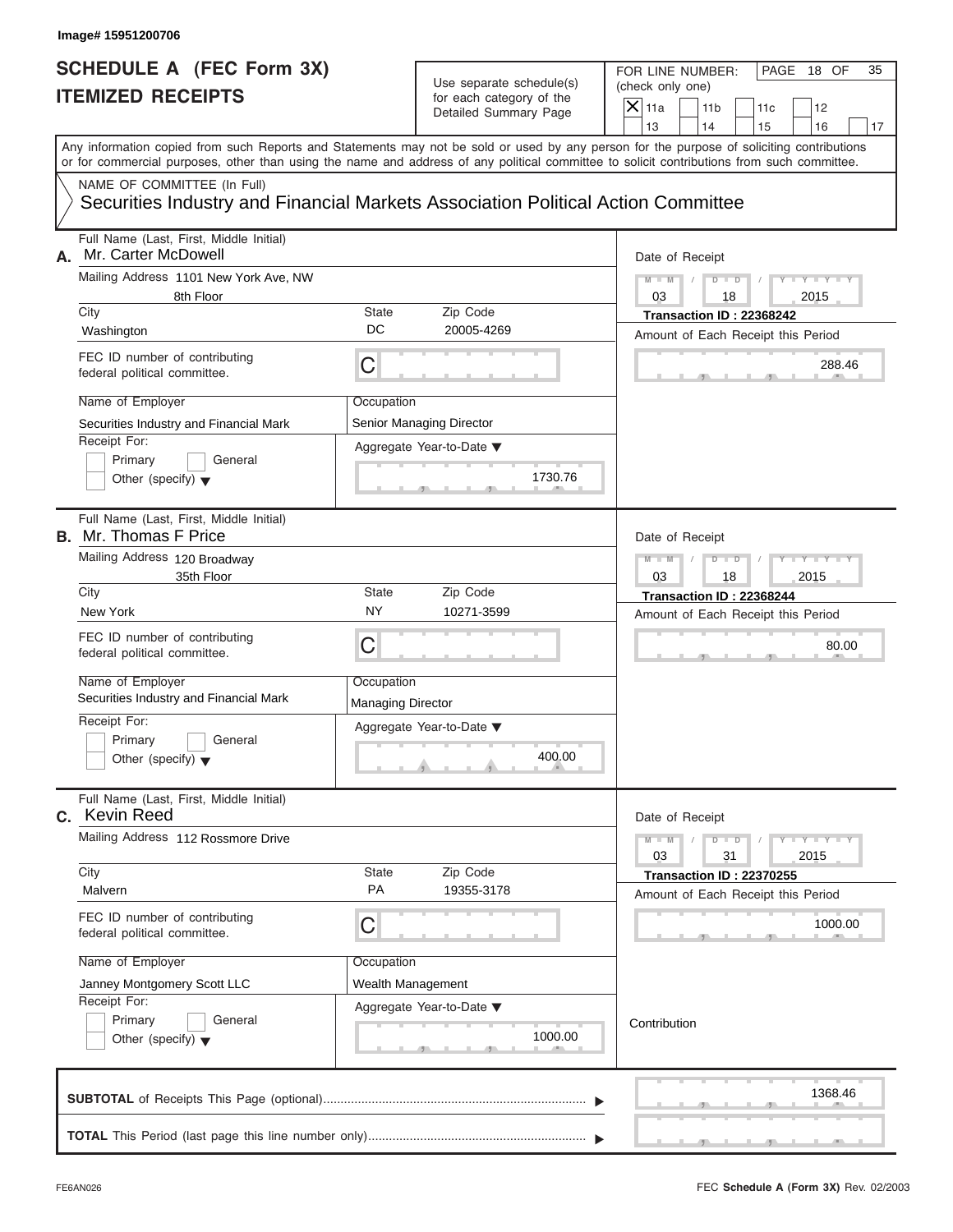Image# 15951200706

# SCHEDULE A (FEC Form 3X)
## ITEMIZED RECEIPTS

Use separate schedule(s) for each category of the Detailed Summary Page

FOR LINE NUMBER: (check only one)

- [X] 11a
- [ ] 11b
- [ ] 11c
- [ ] 12
- [ ] 13
- [ ] 14
- [ ] 15
- [ ] 16
- [ ] 17

PAGE 18 OF 35

Any information copied from such Reports and Statements may not be sold or used by any person for the purpose of soliciting contributions or for commercial purposes, other than using the name and address of any political committee to solicit contributions from such committee.

NAME OF COMMITTEE (In Full)
Securities Industry and Financial Markets Association Political Action Committee

---

**A.** Full Name (Last, First, Middle Initial): Mr. Carter McDowell

Mailing Address: 1101 New York Ave, NW, 8th Floor

City: Washington | State: DC | Zip Code: 20005-4269

FEC ID number of contributing federal political committee: C

Name of Employer: Securities Industry and Financial Mark

Occupation: Senior Managing Director

Receipt For: Primary / General / Other (specify)

Aggregate Year-to-Date: 1730.76

Date of Receipt: 03 / 18 / 2015

Transaction ID : 22368242

Amount of Each Receipt this Period: 288.46

---

**B.** Full Name (Last, First, Middle Initial): Mr. Thomas F Price

Mailing Address: 120 Broadway, 35th Floor

City: New York | State: NY | Zip Code: 10271-3599

FEC ID number of contributing federal political committee: C

Name of Employer: Securities Industry and Financial Mark

Occupation: Managing Director

Receipt For: Primary / General / Other (specify)

Aggregate Year-to-Date: 400.00

Date of Receipt: 03 / 18 / 2015

Transaction ID : 22368244

Amount of Each Receipt this Period: 80.00

---

**C.** Full Name (Last, First, Middle Initial): Kevin Reed

Mailing Address: 112 Rossmore Drive

City: Malvern | State: PA | Zip Code: 19355-3178

FEC ID number of contributing federal political committee: C

Name of Employer: Janney Montgomery Scott LLC

Occupation: Wealth Management

Receipt For: Primary / General / Other (specify)

Aggregate Year-to-Date: 1000.00

Date of Receipt: 03 / 31 / 2015

Transaction ID : 22370255

Amount of Each Receipt this Period: 1000.00

Contribution

---

**SUBTOTAL** of Receipts This Page (optional): 1368.46

**TOTAL** This Period (last page this line number only):

FE6AN026

FEC **Schedule A** (Form 3X) Rev. 02/2003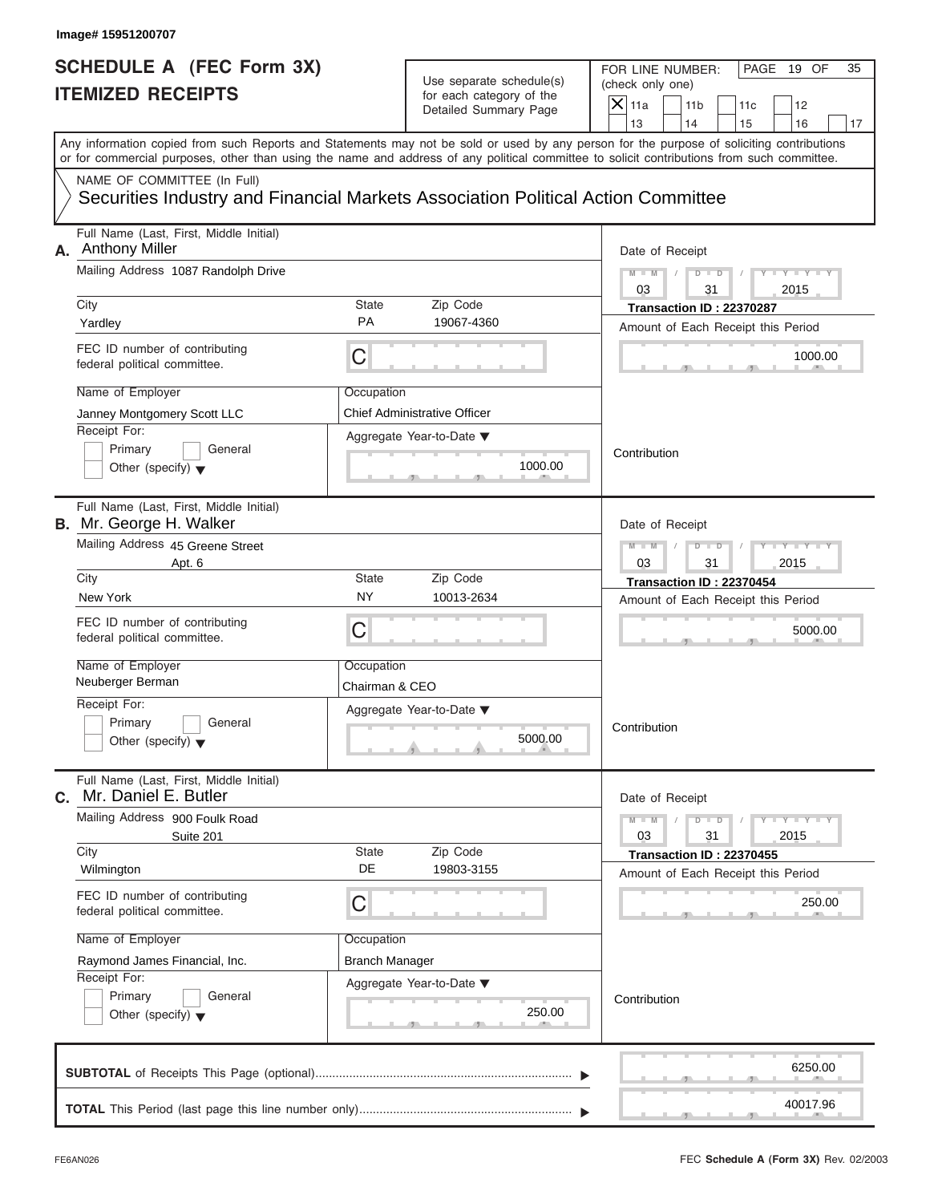Image# 15951200707

# SCHEDULE A (FEC Form 3X) ITEMIZED RECEIPTS

Use separate schedule(s) for each category of the Detailed Summary Page

FOR LINE NUMBER: (check only one)

- [X] 11a
- [ ] 11b
- [ ] 11c
- [ ] 12
- [ ] 13
- [ ] 14
- [ ] 15
- [ ] 16
- [ ] 17

PAGE 19 OF 35

Any information copied from such Reports and Statements may not be sold or used by any person for the purpose of soliciting contributions or for commercial purposes, other than using the name and address of any political committee to solicit contributions from such committee.

NAME OF COMMITTEE (In Full)

Securities Industry and Financial Markets Association Political Action Committee

---

**A.** Full Name (Last, First, Middle Initial): Anthony Miller

Mailing Address: 1087 Randolph Drive

City: Yardley | State: PA | Zip Code: 19067-4360

FEC ID number of contributing federal political committee: C

Name of Employer: Janney Montgomery Scott LLC

Occupation: Chief Administrative Officer

Receipt For: Primary / General / Other (specify)

Aggregate Year-to-Date: 1000.00

Date of Receipt: 03 / 31 / 2015

Transaction ID : 22370287

Amount of Each Receipt this Period: 1000.00

Contribution

---

**B.** Full Name (Last, First, Middle Initial): Mr. George H. Walker

Mailing Address: 45 Greene Street, Apt. 6

City: New York | State: NY | Zip Code: 10013-2634

FEC ID number of contributing federal political committee: C

Name of Employer: Neuberger Berman

Occupation: Chairman & CEO

Receipt For: Primary / General / Other (specify)

Aggregate Year-to-Date: 5000.00

Date of Receipt: 03 / 31 / 2015

Transaction ID : 22370454

Amount of Each Receipt this Period: 5000.00

Contribution

---

**C.** Full Name (Last, First, Middle Initial): Mr. Daniel E. Butler

Mailing Address: 900 Foulk Road, Suite 201

City: Wilmington | State: DE | Zip Code: 19803-3155

FEC ID number of contributing federal political committee: C

Name of Employer: Raymond James Financial, Inc.

Occupation: Branch Manager

Receipt For: Primary / General / Other (specify)

Aggregate Year-to-Date: 250.00

Date of Receipt: 03 / 31 / 2015

Transaction ID : 22370455

Amount of Each Receipt this Period: 250.00

Contribution

---

**SUBTOTAL** of Receipts This Page (optional): 6250.00

**TOTAL** This Period (last page this line number only): 40017.96

FE6AN026

FEC **Schedule A** (Form 3X) Rev. 02/2003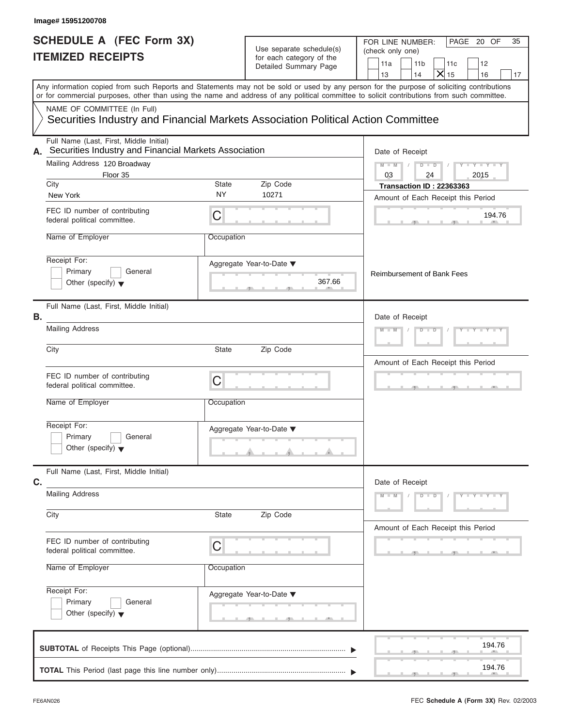Image# 15951200708

# SCHEDULE A (FEC Form 3X)
# ITEMIZED RECEIPTS

Use separate schedule(s) for each category of the Detailed Summary Page

FOR LINE NUMBER: (check only one)

11a | 11b | 11c | 12
13 | 14 | **X** 15 | 16 | 17

Any information copied from such Reports and Statements may not be sold or used by any person for the purpose of soliciting contributions or for commercial purposes, other than using the name and address of any political committee to solicit contributions from such committee.

NAME OF COMMITTEE (In Full)
Securities Industry and Financial Markets Association Political Action Committee

**A.** Full Name (Last, First, Middle Initial): Securities Industry and Financial Markets Association

Mailing Address: 120 Broadway, Floor 35

City: New York | State: NY | Zip Code: 10271

FEC ID number of contributing federal political committee: C

Name of Employer:

Occupation:

Receipt For: Primary / General / Other (specify)

Aggregate Year-to-Date: 367.66

Date of Receipt: 03 / 24 / 2015

**Transaction ID : 22363363**

Amount of Each Receipt this Period: 194.76

Reimbursement of Bank Fees

**B.** Full Name (Last, First, Middle Initial):

Mailing Address:

City: | State: | Zip Code:

FEC ID number of contributing federal political committee: C

Name of Employer:

Occupation:

Receipt For: Primary / General / Other (specify)

Aggregate Year-to-Date:

Date of Receipt:

Amount of Each Receipt this Period:

**C.** Full Name (Last, First, Middle Initial):

Mailing Address:

City: | State: | Zip Code:

FEC ID number of contributing federal political committee: C

Name of Employer:

Occupation:

Receipt For: Primary / General / Other (specify)

Aggregate Year-to-Date:

Date of Receipt:

Amount of Each Receipt this Period:

**SUBTOTAL** of Receipts This Page (optional): 194.76

**TOTAL** This Period (last page this line number only): 194.76

FE6AN026

FEC **Schedule A** (Form 3X) Rev. 02/2003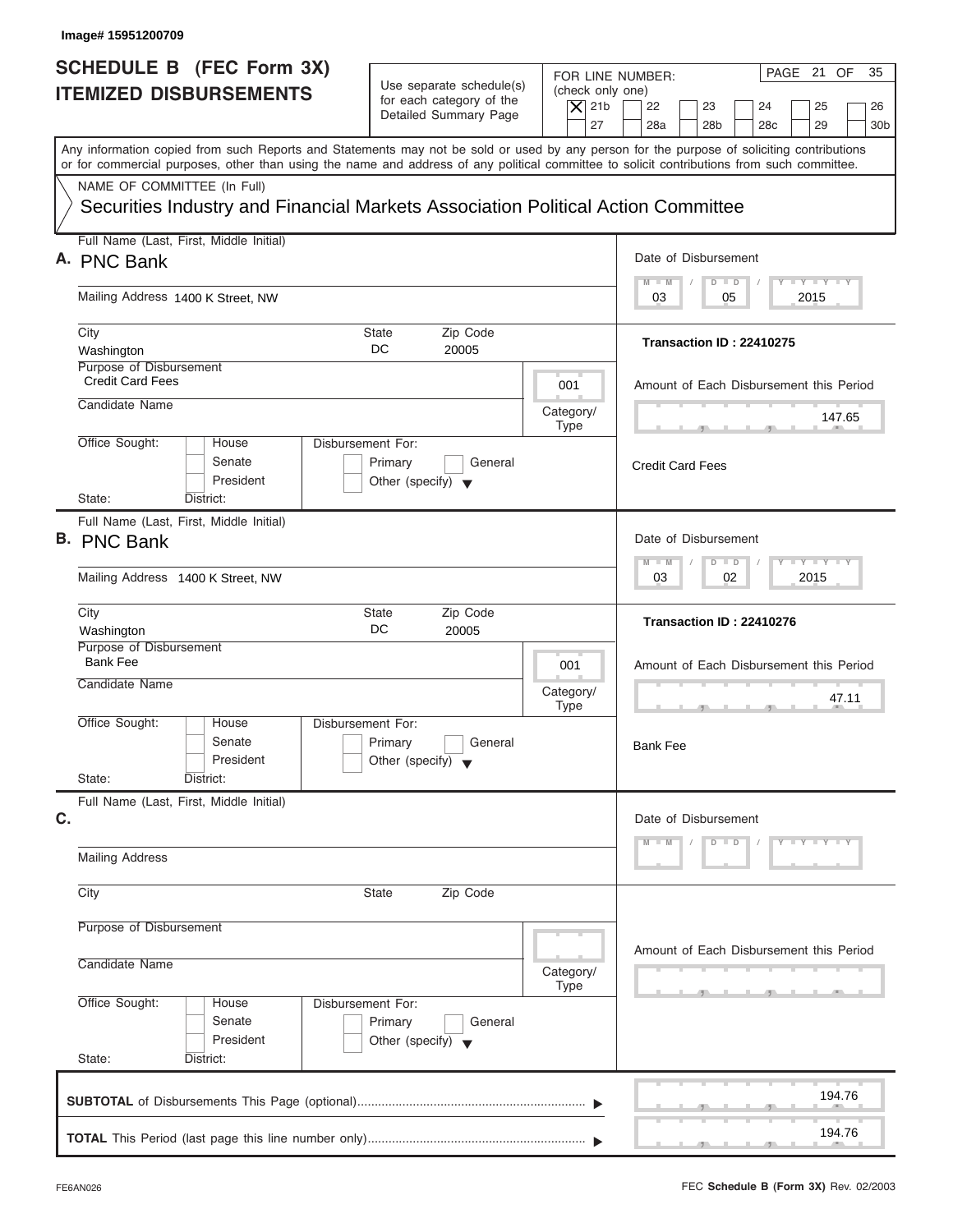Image# 15951200709

# SCHEDULE B (FEC Form 3X) ITEMIZED DISBURSEMENTS

Use separate schedule(s) for each category of the Detailed Summary Page

FOR LINE NUMBER: (check only one)

[X] 21b [ ] 22 [ ] 23 [ ] 24 [ ] 25 [ ] 26 [ ] 27 [ ] 28a [ ] 28b [ ] 28c [ ] 29 [ ] 30b

Any information copied from such Reports and Statements may not be sold or used by any person for the purpose of soliciting contributions or for commercial purposes, other than using the name and address of any political committee to solicit contributions from such committee.

NAME OF COMMITTEE (In Full)

Securities Industry and Financial Markets Association Political Action Committee

---

**A.** Full Name (Last, First, Middle Initial): PNC Bank

Mailing Address: 1400 K Street, NW

City: Washington | State: DC | Zip Code: 20005

Purpose of Disbursement: Credit Card Fees

Category/Type: 001

Candidate Name:

Office Sought: [ ] House [ ] Senate [ ] President

State: District:

Disbursement For: [ ] Primary [ ] General [ ] Other (specify)

Date of Disbursement: 03 / 05 / 2015

Transaction ID : 22410275

Amount of Each Disbursement this Period: 147.65

Credit Card Fees

---

**B.** Full Name (Last, First, Middle Initial): PNC Bank

Mailing Address: 1400 K Street, NW

City: Washington | State: DC | Zip Code: 20005

Purpose of Disbursement: Bank Fee

Category/Type: 001

Candidate Name:

Office Sought: [ ] House [ ] Senate [ ] President

State: District:

Disbursement For: [ ] Primary [ ] General [ ] Other (specify)

Date of Disbursement: 03 / 02 / 2015

Transaction ID : 22410276

Amount of Each Disbursement this Period: 47.11

Bank Fee

---

**C.** Full Name (Last, First, Middle Initial):

Mailing Address

City | State | Zip Code

Purpose of Disbursement

Category/Type

Candidate Name

Office Sought: [ ] House [ ] Senate [ ] President

State: District:

Disbursement For: [ ] Primary [ ] General [ ] Other (specify)

Date of Disbursement: M M / D D / Y Y Y Y

Amount of Each Disbursement this Period

---

**SUBTOTAL** of Disbursements This Page (optional): 194.76

**TOTAL** This Period (last page this line number only): 194.76

FE6AN026

FEC **Schedule B (Form 3X)** Rev. 02/2003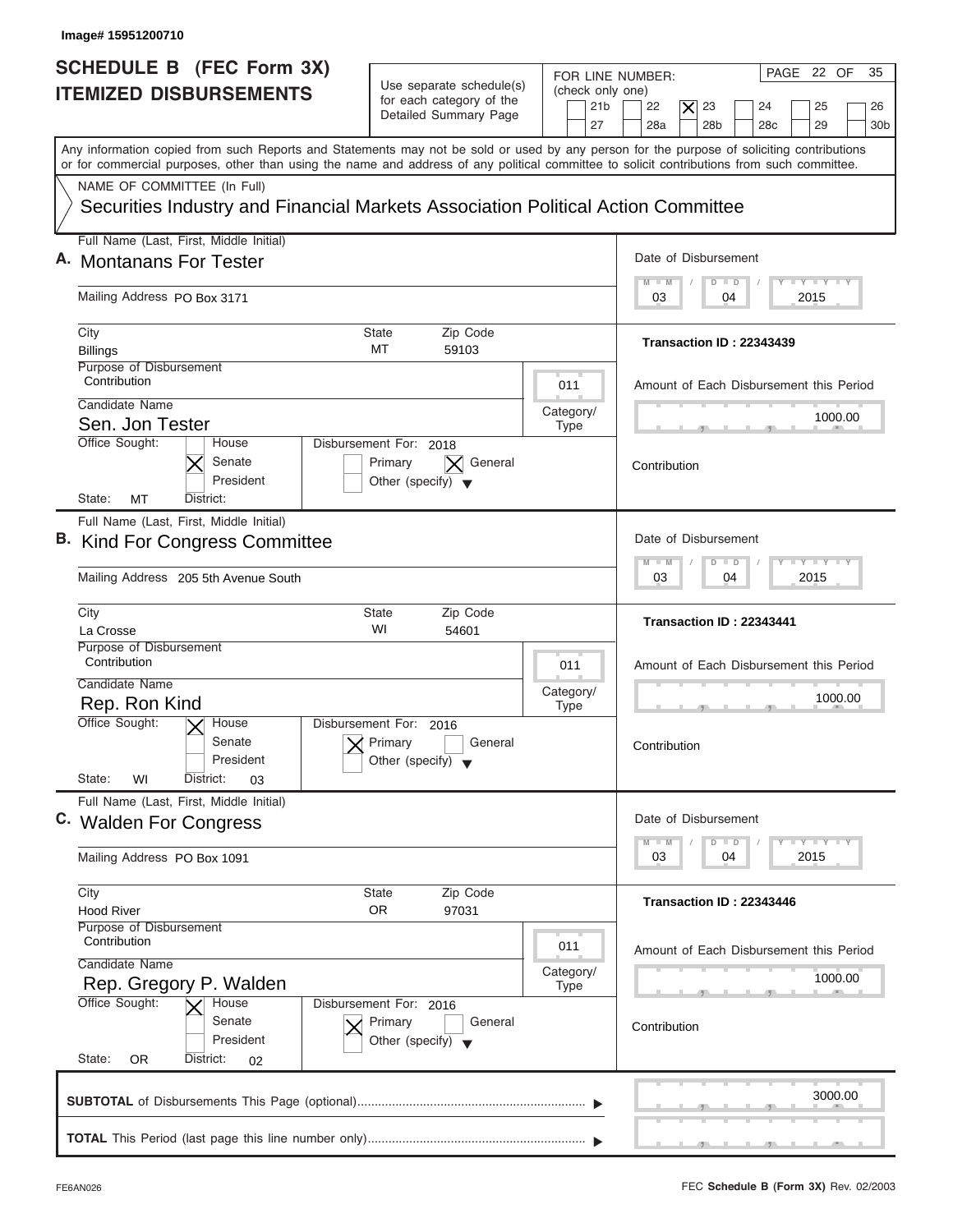Image# 15951200710

# SCHEDULE B (FEC Form 3X) ITEMIZED DISBURSEMENTS

Use separate schedule(s) for each category of the Detailed Summary Page

FOR LINE NUMBER: (check only one)

21b | 22 | **[X] 23** | 24 | 25 | 26 | 27 | 28a | 28b | 28c | 29 | 30b

PAGE 22 OF 35

Any information copied from such Reports and Statements may not be sold or used by any person for the purpose of soliciting contributions or for commercial purposes, other than using the name and address of any political committee to solicit contributions from such committee.

NAME OF COMMITTEE (In Full)

**Securities Industry and Financial Markets Association Political Action Committee**

---

**A.** Full Name (Last, First, Middle Initial): **Montanans For Tester**

Mailing Address: PO Box 3171

City: Billings | State: MT | Zip Code: 59103

Date of Disbursement: 03 / 04 / 2015

Transaction ID : 22343439

Purpose of Disbursement: Contribution

Category/Type: 011

Candidate Name: Sen. Jon Tester

Office Sought: [X] Senate

Disbursement For: 2018 — [X] General

State: MT | District:

Amount of Each Disbursement this Period: 1000.00

Contribution

---

**B.** Full Name (Last, First, Middle Initial): **Kind For Congress Committee**

Mailing Address: 205 5th Avenue South

City: La Crosse | State: WI | Zip Code: 54601

Date of Disbursement: 03 / 04 / 2015

Transaction ID : 22343441

Purpose of Disbursement: Contribution

Category/Type: 011

Candidate Name: Rep. Ron Kind

Office Sought: [X] House

Disbursement For: 2016 — [X] Primary

State: WI | District: 03

Amount of Each Disbursement this Period: 1000.00

Contribution

---

**C.** Full Name (Last, First, Middle Initial): **Walden For Congress**

Mailing Address: PO Box 1091

City: Hood River | State: OR | Zip Code: 97031

Date of Disbursement: 03 / 04 / 2015

Transaction ID : 22343446

Purpose of Disbursement: Contribution

Category/Type: 011

Candidate Name: Rep. Gregory P. Walden

Office Sought: [X] House

Disbursement For: 2016 — [X] Primary

State: OR | District: 02

Amount of Each Disbursement this Period: 1000.00

Contribution

---

**SUBTOTAL** of Disbursements This Page (optional): 3000.00

**TOTAL** This Period (last page this line number only):

FE6AN026 — FEC **Schedule B (Form 3X)** Rev. 02/2003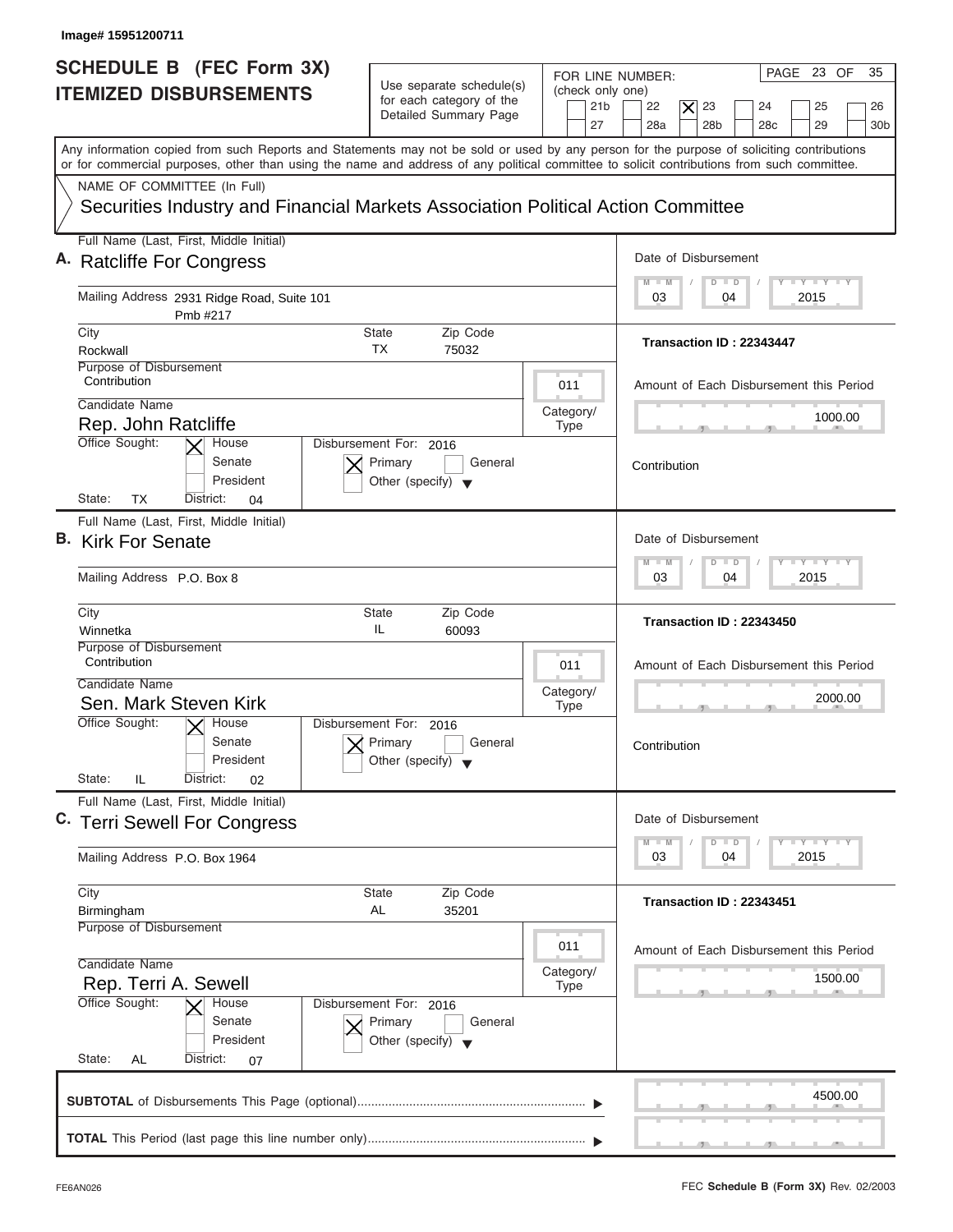Image# 15951200711

# SCHEDULE B (FEC Form 3X)
# ITEMIZED DISBURSEMENTS

Use separate schedule(s) for each category of the Detailed Summary Page

FOR LINE NUMBER: (check only one)
21b | 22 | **[X] 23** | 24 | 25 | 26 | 27 | 28a | 28b | 28c | 29 | 30b

Any information copied from such Reports and Statements may not be sold or used by any person for the purpose of soliciting contributions or for commercial purposes, other than using the name and address of any political committee to solicit contributions from such committee.

NAME OF COMMITTEE (In Full)
Securities Industry and Financial Markets Association Political Action Committee

---

**A.** Full Name (Last, First, Middle Initial): Ratcliffe For Congress

Mailing Address: 2931 Ridge Road, Suite 101 Pmb #217

City: Rockwall | State: TX | Zip Code: 75032

Purpose of Disbursement: Contribution

Category/Type: 011

Candidate Name: Rep. John Ratcliffe

Office Sought: [X] House | Senate | President

State: TX | District: 04

Disbursement For: 2016 | [X] Primary | General | Other (specify)

Date of Disbursement: 03/04/2015

Transaction ID : 22343447

Amount of Each Disbursement this Period: 1000.00

Contribution

---

**B.** Full Name (Last, First, Middle Initial): Kirk For Senate

Mailing Address: P.O. Box 8

City: Winnetka | State: IL | Zip Code: 60093

Purpose of Disbursement: Contribution

Category/Type: 011

Candidate Name: Sen. Mark Steven Kirk

Office Sought: [X] House | Senate | President

State: IL | District: 02

Disbursement For: 2016 | [X] Primary | General | Other (specify)

Date of Disbursement: 03/04/2015

Transaction ID : 22343450

Amount of Each Disbursement this Period: 2000.00

Contribution

---

**C.** Full Name (Last, First, Middle Initial): Terri Sewell For Congress

Mailing Address: P.O. Box 1964

City: Birmingham | State: AL | Zip Code: 35201

Purpose of Disbursement:

Category/Type: 011

Candidate Name: Rep. Terri A. Sewell

Office Sought: [X] House | Senate | President

State: AL | District: 07

Disbursement For: 2016 | [X] Primary | General | Other (specify)

Date of Disbursement: 03/04/2015

Transaction ID : 22343451

Amount of Each Disbursement this Period: 1500.00

---

**SUBTOTAL** of Disbursements This Page (optional): 4500.00

**TOTAL** This Period (last page this line number only):

FE6AN026

FEC **Schedule B (Form 3X)** Rev. 02/2003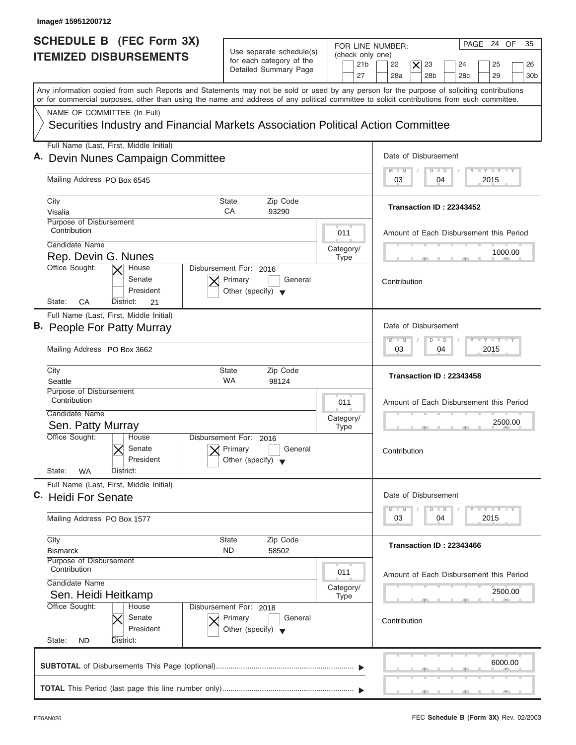Image# 15951200712

# SCHEDULE B (FEC Form 3X)
# ITEMIZED DISBURSEMENTS

Use separate schedule(s) for each category of the Detailed Summary Page

FOR LINE NUMBER: (check only one)

21b | 22 | [X] 23 | 24 | 25 | 26 | 27 | 28a | 28b | 28c | 29 | 30b

PAGE 24 OF 35

Any information copied from such Reports and Statements may not be sold or used by any person for the purpose of soliciting contributions or for commercial purposes, other than using the name and address of any political committee to solicit contributions from such committee.

NAME OF COMMITTEE (In Full)

Securities Industry and Financial Markets Association Political Action Committee

---

**A.** Full Name (Last, First, Middle Initial): Devin Nunes Campaign Committee

Mailing Address: PO Box 6545

City: Visalia | State: CA | Zip Code: 93290

Purpose of Disbursement: Contribution

Category/Type: 011

Candidate Name: Rep. Devin G. Nunes

Office Sought: [X] House | Senate | President

State: CA | District: 21

Disbursement For: 2016 — [X] Primary | General | Other (specify)

Date of Disbursement: 03/04/2015

Transaction ID : 22343452

Amount of Each Disbursement this Period: 1000.00

Contribution

---

**B.** Full Name (Last, First, Middle Initial): People For Patty Murray

Mailing Address: PO Box 3662

City: Seattle | State: WA | Zip Code: 98124

Purpose of Disbursement: Contribution

Category/Type: 011

Candidate Name: Sen. Patty Murray

Office Sought: House | [X] Senate | President

State: WA | District:

Disbursement For: 2016 — [X] Primary | General | Other (specify)

Date of Disbursement: 03/04/2015

Transaction ID : 22343458

Amount of Each Disbursement this Period: 2500.00

Contribution

---

**C.** Full Name (Last, First, Middle Initial): Heidi For Senate

Mailing Address: PO Box 1577

City: Bismarck | State: ND | Zip Code: 58502

Purpose of Disbursement: Contribution

Category/Type: 011

Candidate Name: Sen. Heidi Heitkamp

Office Sought: House | [X] Senate | President

State: ND | District:

Disbursement For: 2018 — [X] Primary | General | Other (specify)

Date of Disbursement: 03/04/2015

Transaction ID : 22343466

Amount of Each Disbursement this Period: 2500.00

Contribution

---

**SUBTOTAL** of Disbursements This Page (optional): 6000.00

**TOTAL** This Period (last page this line number only):

FE6AN026

FEC **Schedule B (Form 3X)** Rev. 02/2003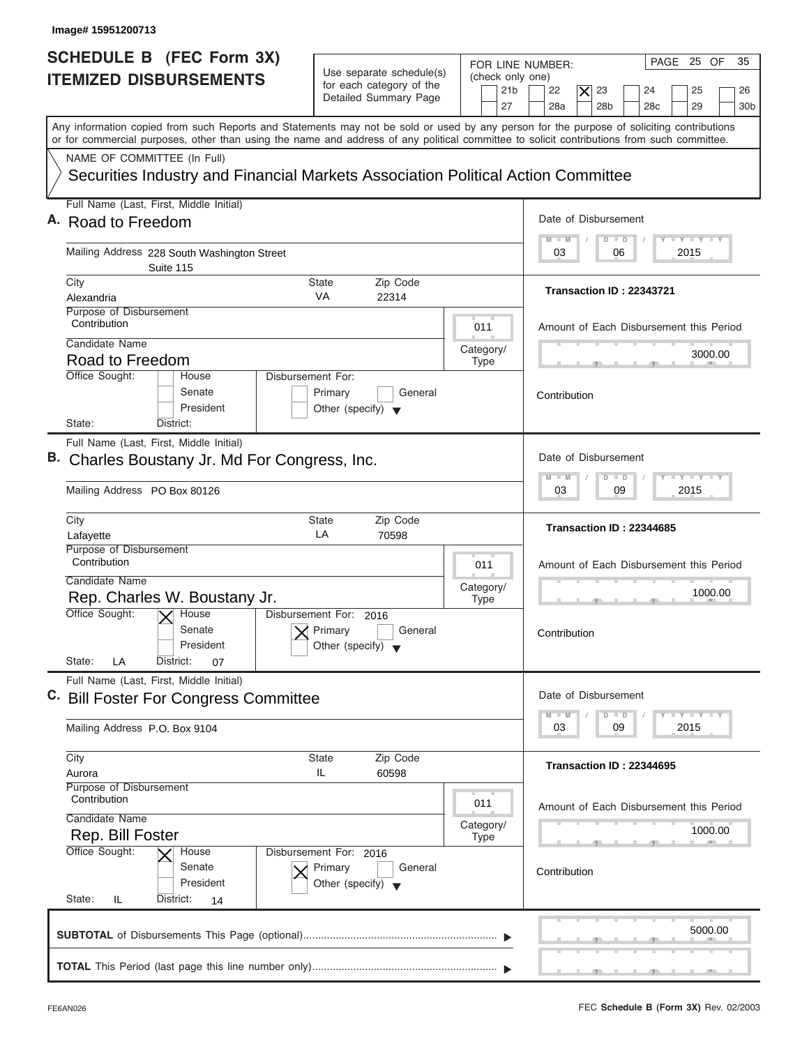Image# 15951200713

# SCHEDULE B (FEC Form 3X) ITEMIZED DISBURSEMENTS

Use separate schedule(s) for each category of the Detailed Summary Page

FOR LINE NUMBER: (check only one)

21b | 22 | [X] 23 | 24 | 25 | 26 | 27 | 28a | 28b | 28c | 29 | 30b

PAGE 25 OF 35

Any information copied from such Reports and Statements may not be sold or used by any person for the purpose of soliciting contributions or for commercial purposes, other than using the name and address of any political committee to solicit contributions from such committee.

NAME OF COMMITTEE (In Full)

Securities Industry and Financial Markets Association Political Action Committee

---

**A.** Full Name (Last, First, Middle Initial): **Road to Freedom**

Mailing Address: 228 South Washington Street, Suite 115

City: Alexandria | State: VA | Zip Code: 22314

Purpose of Disbursement: Contribution

Category/Type: 011

Candidate Name: Road to Freedom

Office Sought: House [ ] Senate [ ] President [ ]

Disbursement For: Primary [ ] General [ ] Other (specify) [ ]

State: | District:

Date of Disbursement: 03/06/2015

Transaction ID : 22343721

Amount of Each Disbursement this Period: 3000.00

Contribution

---

**B.** Full Name (Last, First, Middle Initial): **Charles Boustany Jr. Md For Congress, Inc.**

Mailing Address: PO Box 80126

City: Lafayette | State: LA | Zip Code: 70598

Purpose of Disbursement: Contribution

Category/Type: 011

Candidate Name: Rep. Charles W. Boustany Jr.

Office Sought: House [X] Senate [ ] President [ ]

Disbursement For: 2016 Primary [X] General [ ] Other (specify) [ ]

State: LA | District: 07

Date of Disbursement: 03/09/2015

Transaction ID : 22344685

Amount of Each Disbursement this Period: 1000.00

Contribution

---

**C.** Full Name (Last, First, Middle Initial): **Bill Foster For Congress Committee**

Mailing Address: P.O. Box 9104

City: Aurora | State: IL | Zip Code: 60598

Purpose of Disbursement: Contribution

Category/Type: 011

Candidate Name: Rep. Bill Foster

Office Sought: House [X] Senate [ ] President [ ]

Disbursement For: 2016 Primary [X] General [ ] Other (specify) [ ]

State: IL | District: 14

Date of Disbursement: 03/09/2015

Transaction ID : 22344695

Amount of Each Disbursement this Period: 1000.00

Contribution

---

**SUBTOTAL** of Disbursements This Page (optional): 5000.00

**TOTAL** This Period (last page this line number only):

FE6AN026 | FEC **Schedule B (Form 3X)** Rev. 02/2003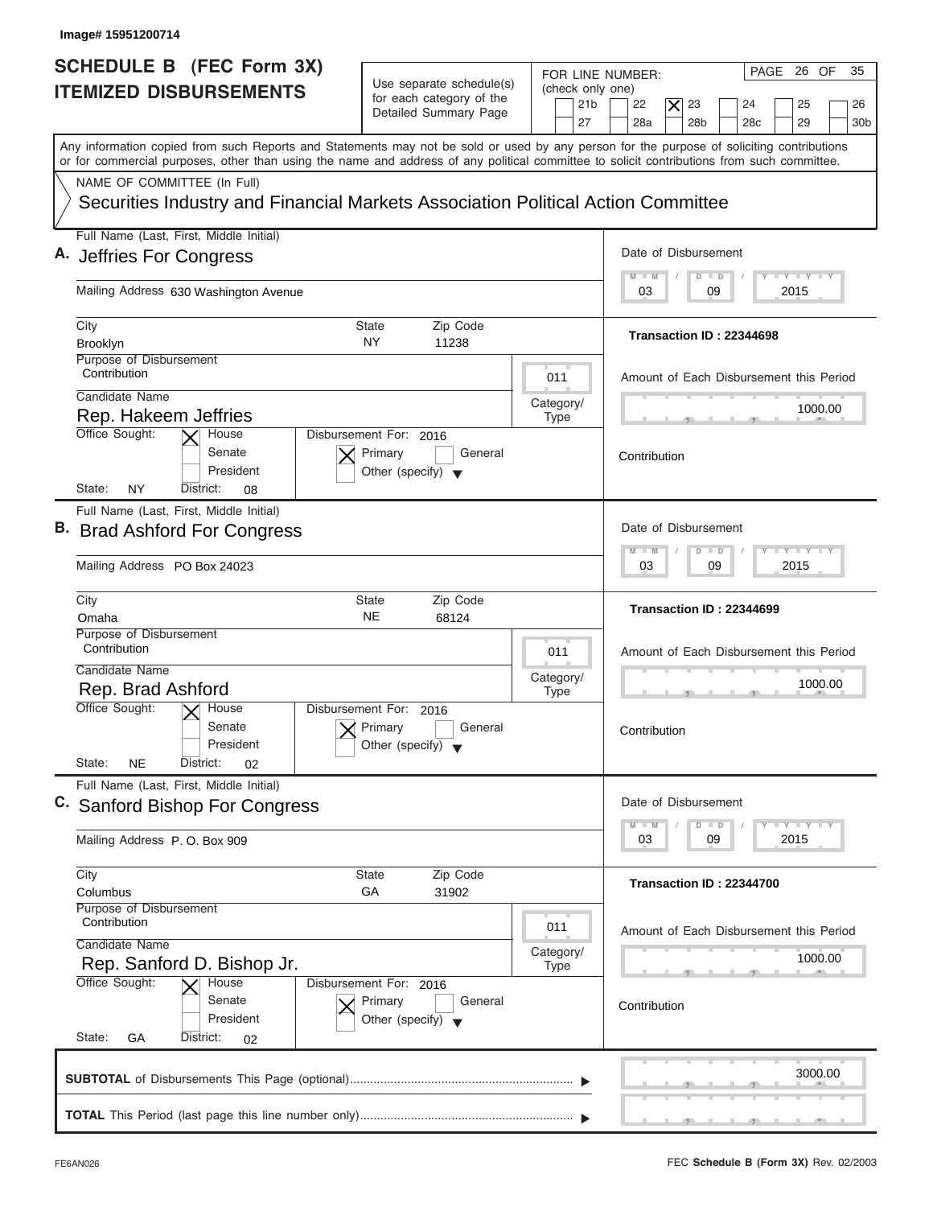Image# 15951200714

# SCHEDULE B (FEC Form 3X) ITEMIZED DISBURSEMENTS

Use separate schedule(s) for each category of the Detailed Summary Page

FOR LINE NUMBER: (check only one)

21b | 22 | [X] 23 | 24 | 25 | 26 | 27 | 28a | 28b | 28c | 29 | 30b

PAGE 26 OF 35

Any information copied from such Reports and Statements may not be sold or used by any person for the purpose of soliciting contributions or for commercial purposes, other than using the name and address of any political committee to solicit contributions from such committee.

NAME OF COMMITTEE (In Full)

**Securities Industry and Financial Markets Association Political Action Committee**

---

**A.** Full Name (Last, First, Middle Initial): **Jeffries For Congress**

Mailing Address: 630 Washington Avenue

City: Brooklyn | State: NY | Zip Code: 11238

Purpose of Disbursement: Contribution

Category/Type: 011

Candidate Name: Rep. Hakeem Jeffries

Office Sought: [X] House [ ] Senate [ ] President

State: NY District: 08

Disbursement For: 2016 [X] Primary [ ] General [ ] Other (specify)

Date of Disbursement: 03 / 09 / 2015

Transaction ID : 22344698

Amount of Each Disbursement this Period: 1000.00

Contribution

---

**B.** Full Name (Last, First, Middle Initial): **Brad Ashford For Congress**

Mailing Address: PO Box 24023

City: Omaha | State: NE | Zip Code: 68124

Purpose of Disbursement: Contribution

Category/Type: 011

Candidate Name: Rep. Brad Ashford

Office Sought: [X] House [ ] Senate [ ] President

State: NE District: 02

Disbursement For: 2016 [X] Primary [ ] General [ ] Other (specify)

Date of Disbursement: 03 / 09 / 2015

Transaction ID : 22344699

Amount of Each Disbursement this Period: 1000.00

Contribution

---

**C.** Full Name (Last, First, Middle Initial): **Sanford Bishop For Congress**

Mailing Address: P. O. Box 909

City: Columbus | State: GA | Zip Code: 31902

Purpose of Disbursement: Contribution

Category/Type: 011

Candidate Name: Rep. Sanford D. Bishop Jr.

Office Sought: [X] House [ ] Senate [ ] President

State: GA District: 02

Disbursement For: 2016 [X] Primary [ ] General [ ] Other (specify)

Date of Disbursement: 03 / 09 / 2015

Transaction ID : 22344700

Amount of Each Disbursement this Period: 1000.00

Contribution

---

**SUBTOTAL** of Disbursements This Page (optional): 3000.00

**TOTAL** This Period (last page this line number only):

FE6AN026

FEC **Schedule B (Form 3X)** Rev. 02/2003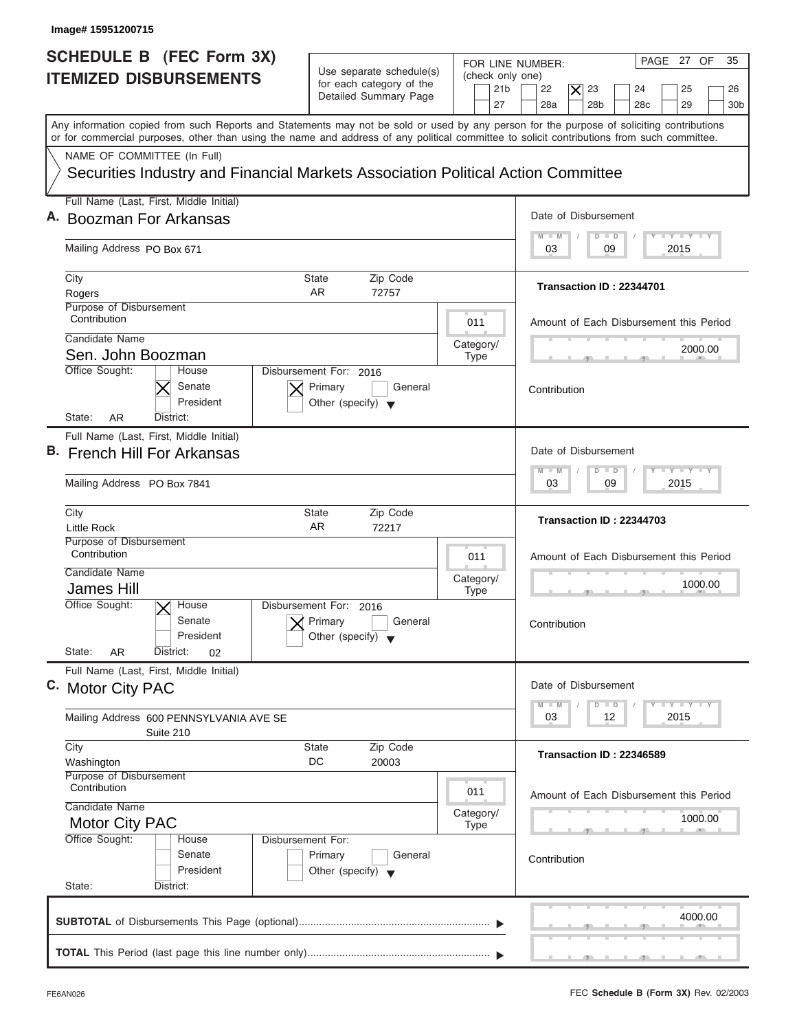Image# 15951200715

# SCHEDULE B (FEC Form 3X) ITEMIZED DISBURSEMENTS

Use separate schedule(s) for each category of the Detailed Summary Page

FOR LINE NUMBER: (check only one)
21b | 22 | [X] 23 | 24 | 25 | 26 | 27 | 28a | 28b | 28c | 29 | 30b

Any information copied from such Reports and Statements may not be sold or used by any person for the purpose of soliciting contributions or for commercial purposes, other than using the name and address of any political committee to solicit contributions from such committee.

NAME OF COMMITTEE (In Full)
Securities Industry and Financial Markets Association Political Action Committee

---

**A.** Full Name (Last, First, Middle Initial): Boozman For Arkansas

Mailing Address: PO Box 671

City: Rogers | State: AR | Zip Code: 72757

Purpose of Disbursement: Contribution

Category/Type: 011

Candidate Name: Sen. John Boozman

Office Sought: [X] Senate

State: AR | District:

Disbursement For: 2016 [X] Primary

Date of Disbursement: 03/09/2015

Transaction ID : 22344701

Amount of Each Disbursement this Period: 2000.00

Contribution

---

**B.** Full Name (Last, First, Middle Initial): French Hill For Arkansas

Mailing Address: PO Box 7841

City: Little Rock | State: AR | Zip Code: 72217

Purpose of Disbursement: Contribution

Category/Type: 011

Candidate Name: James Hill

Office Sought: [X] House

State: AR | District: 02

Disbursement For: 2016 [X] Primary

Date of Disbursement: 03/09/2015

Transaction ID : 22344703

Amount of Each Disbursement this Period: 1000.00

Contribution

---

**C.** Full Name (Last, First, Middle Initial): Motor City PAC

Mailing Address: 600 PENNSYLVANIA AVE SE, Suite 210

City: Washington | State: DC | Zip Code: 20003

Purpose of Disbursement: Contribution

Category/Type: 011

Candidate Name: Motor City PAC

Office Sought:

State: | District:

Disbursement For:

Date of Disbursement: 03/12/2015

Transaction ID : 22346589

Amount of Each Disbursement this Period: 1000.00

Contribution

---

**SUBTOTAL** of Disbursements This Page (optional): 4000.00

**TOTAL** This Period (last page this line number only):

FE6AN026 | FEC **Schedule B (Form 3X)** Rev. 02/2003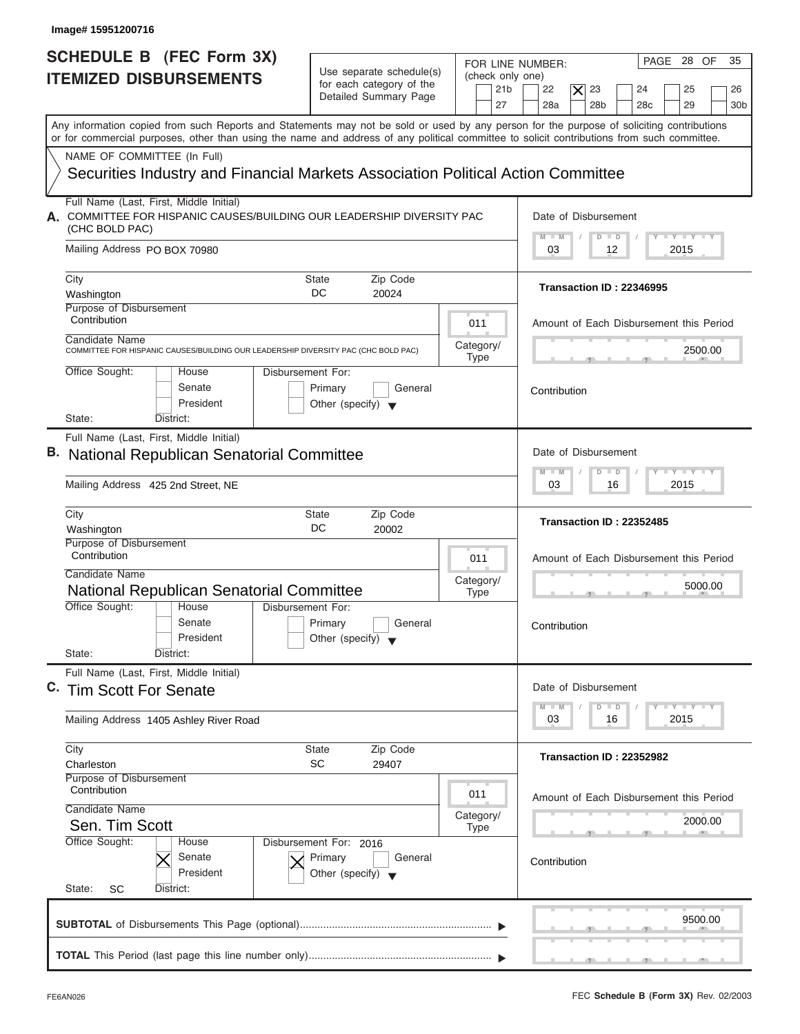Image# 15951200716

# SCHEDULE B (FEC Form 3X) ITEMIZED DISBURSEMENTS

Use separate schedule(s) for each category of the Detailed Summary Page

FOR LINE NUMBER: (check only one)

21b | 22 | **[X] 23** | 24 | 25 | 26 | 27 | 28a | 28b | 28c | 29 | 30b

Any information copied from such Reports and Statements may not be sold or used by any person for the purpose of soliciting contributions or for commercial purposes, other than using the name and address of any political committee to solicit contributions from such committee.

NAME OF COMMITTEE (In Full)

## Securities Industry and Financial Markets Association Political Action Committee

---

**A.** Full Name (Last, First, Middle Initial): COMMITTEE FOR HISPANIC CAUSES/BUILDING OUR LEADERSHIP DIVERSITY PAC (CHC BOLD PAC)

Mailing Address: PO BOX 70980

City: Washington | State: DC | Zip Code: 20024

Purpose of Disbursement: Contribution

Category/Type: 011

Candidate Name: COMMITTEE FOR HISPANIC CAUSES/BUILDING OUR LEADERSHIP DIVERSITY PAC (CHC BOLD PAC)

Office Sought: House / Senate / President

Disbursement For: Primary / General / Other (specify)

State: District:

Date of Disbursement: 03 / 12 / 2015

Transaction ID : 22346995

Amount of Each Disbursement this Period: 2500.00

Contribution

---

**B.** Full Name (Last, First, Middle Initial): National Republican Senatorial Committee

Mailing Address: 425 2nd Street, NE

City: Washington | State: DC | Zip Code: 20002

Purpose of Disbursement: Contribution

Category/Type: 011

Candidate Name: National Republican Senatorial Committee

Office Sought: House / Senate / President

Disbursement For: Primary / General / Other (specify)

State: District:

Date of Disbursement: 03 / 16 / 2015

Transaction ID : 22352485

Amount of Each Disbursement this Period: 5000.00

Contribution

---

**C.** Full Name (Last, First, Middle Initial): Tim Scott For Senate

Mailing Address: 1405 Ashley River Road

City: Charleston | State: SC | Zip Code: 29407

Purpose of Disbursement: Contribution

Category/Type: 011

Candidate Name: Sen. Tim Scott

Office Sought: [X] Senate

Disbursement For: 2016 [X] Primary

State: SC District:

Date of Disbursement: 03 / 16 / 2015

Transaction ID : 22352982

Amount of Each Disbursement this Period: 2000.00

Contribution

---

**SUBTOTAL** of Disbursements This Page (optional): 9500.00

**TOTAL** This Period (last page this line number only):

FE6AN026

FEC **Schedule B (Form 3X)** Rev. 02/2003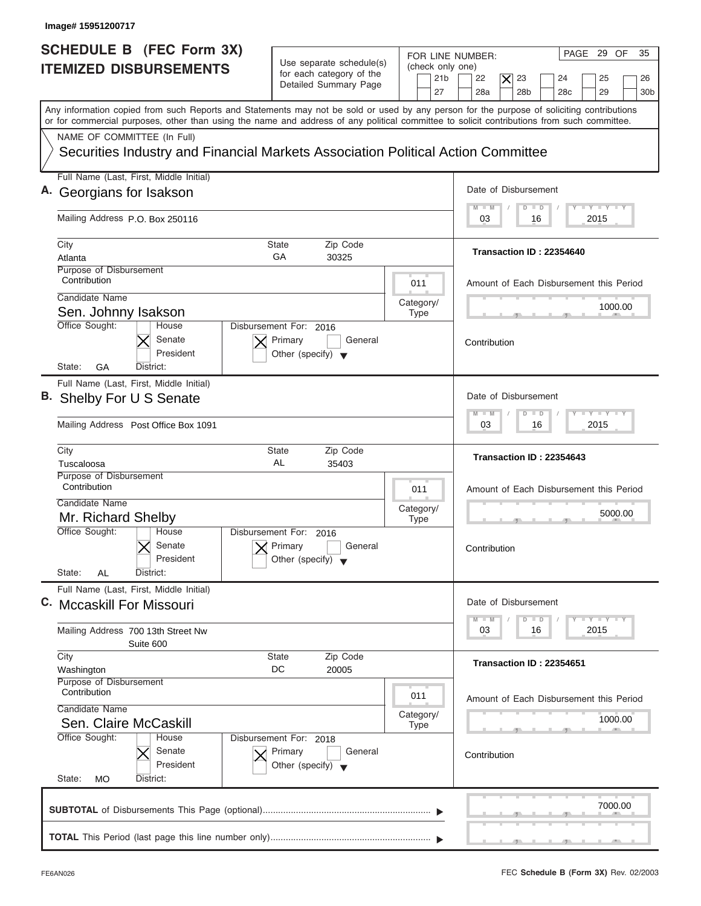Image# 15951200717

# SCHEDULE B (FEC Form 3X) ITEMIZED DISBURSEMENTS

Use separate schedule(s) for each category of the Detailed Summary Page

FOR LINE NUMBER: (check only one)

21b | 22 | **[X] 23** | 24 | 25 | 26 | 27 | 28a | 28b | 28c | 29 | 30b

PAGE 29 OF 35

Any information copied from such Reports and Statements may not be sold or used by any person for the purpose of soliciting contributions or for commercial purposes, other than using the name and address of any political committee to solicit contributions from such committee.

NAME OF COMMITTEE (In Full)

**Securities Industry and Financial Markets Association Political Action Committee**

---

**A.** Full Name (Last, First, Middle Initial): **Georgians for Isakson**

Mailing Address: P.O. Box 250116

City: Atlanta | State: GA | Zip Code: 30325

Purpose of Disbursement: Contribution

Category/Type: 011

Candidate Name: Sen. Johnny Isakson

Office Sought: [X] Senate

State: GA | District:

Disbursement For: 2016 — [X] Primary

Date of Disbursement: 03/16/2015

Transaction ID : 22354640

Amount of Each Disbursement this Period: 1000.00

Contribution

---

**B.** Full Name (Last, First, Middle Initial): **Shelby For U S Senate**

Mailing Address: Post Office Box 1091

City: Tuscaloosa | State: AL | Zip Code: 35403

Purpose of Disbursement: Contribution

Category/Type: 011

Candidate Name: Mr. Richard Shelby

Office Sought: [X] Senate

State: AL | District:

Disbursement For: 2016 — [X] Primary

Date of Disbursement: 03/16/2015

Transaction ID : 22354643

Amount of Each Disbursement this Period: 5000.00

Contribution

---

**C.** Full Name (Last, First, Middle Initial): **Mccaskill For Missouri**

Mailing Address: 700 13th Street Nw, Suite 600

City: Washington | State: DC | Zip Code: 20005

Purpose of Disbursement: Contribution

Category/Type: 011

Candidate Name: Sen. Claire McCaskill

Office Sought: [X] Senate

State: MO | District:

Disbursement For: 2018 — [X] Primary

Date of Disbursement: 03/16/2015

Transaction ID : 22354651

Amount of Each Disbursement this Period: 1000.00

Contribution

---

**SUBTOTAL** of Disbursements This Page (optional): 7000.00

**TOTAL** This Period (last page this line number only):

FE6AN026

FEC **Schedule B (Form 3X)** Rev. 02/2003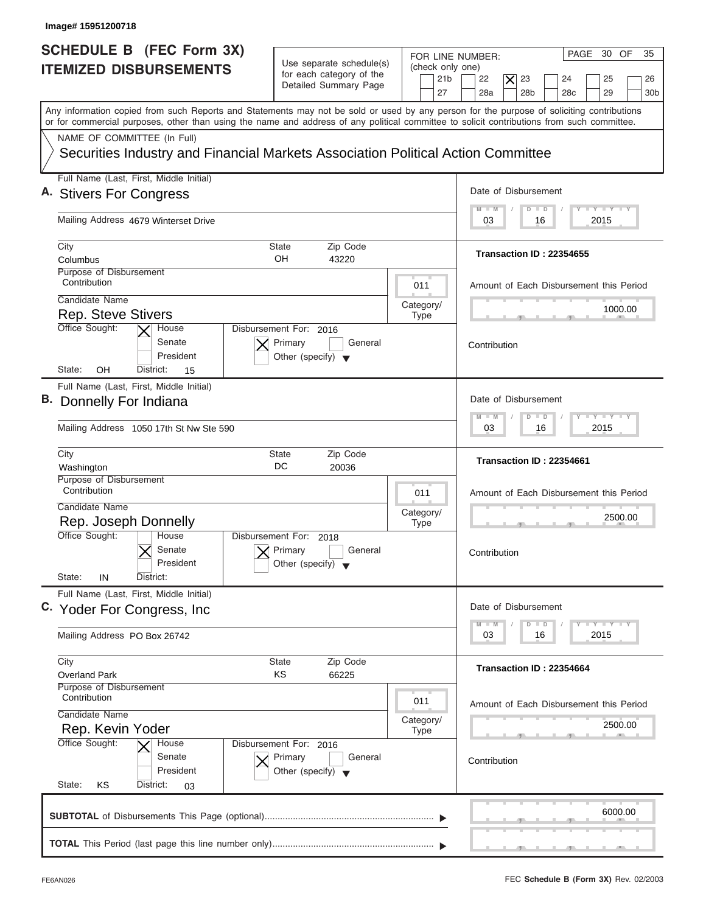Image# 15951200718

# SCHEDULE B (FEC Form 3X) ITEMIZED DISBURSEMENTS

Use separate schedule(s) for each category of the Detailed Summary Page

FOR LINE NUMBER: (check only one)
21b | 22 | **[X] 23** | 24 | 25 | 26 | 27 | 28a | 28b | 28c | 29 | 30b

PAGE 30 OF 35

Any information copied from such Reports and Statements may not be sold or used by any person for the purpose of soliciting contributions or for commercial purposes, other than using the name and address of any political committee to solicit contributions from such committee.

NAME OF COMMITTEE (In Full)
**Securities Industry and Financial Markets Association Political Action Committee**

---

**A.** Full Name (Last, First, Middle Initial): **Stivers For Congress**

Mailing Address: 4679 Winterset Drive
City: Columbus | State: OH | Zip Code: 43220

Date of Disbursement: 03 / 16 / 2015
Transaction ID : 22354655

Purpose of Disbursement: Contribution
Category/Type: 011
Amount of Each Disbursement this Period: 1000.00

Candidate Name: Rep. Steve Stivers
Office Sought: [X] House [ ] Senate [ ] President
State: OH District: 15
Disbursement For: 2016 [X] Primary [ ] General [ ] Other (specify)

Contribution

---

**B.** Full Name (Last, First, Middle Initial): **Donnelly For Indiana**

Mailing Address: 1050 17th St Nw Ste 590
City: Washington | State: DC | Zip Code: 20036

Date of Disbursement: 03 / 16 / 2015
Transaction ID : 22354661

Purpose of Disbursement: Contribution
Category/Type: 011
Amount of Each Disbursement this Period: 2500.00

Candidate Name: Rep. Joseph Donnelly
Office Sought: [ ] House [X] Senate [ ] President
State: IN District:
Disbursement For: 2018 [X] Primary [ ] General [ ] Other (specify)

Contribution

---

**C.** Full Name (Last, First, Middle Initial): **Yoder For Congress, Inc**

Mailing Address: PO Box 26742
City: Overland Park | State: KS | Zip Code: 66225

Date of Disbursement: 03 / 16 / 2015
Transaction ID : 22354664

Purpose of Disbursement: Contribution
Category/Type: 011
Amount of Each Disbursement this Period: 2500.00

Candidate Name: Rep. Kevin Yoder
Office Sought: [X] House [ ] Senate [ ] President
State: KS District: 03
Disbursement For: 2016 [X] Primary [ ] General [ ] Other (specify)

Contribution

---

**SUBTOTAL** of Disbursements This Page (optional): 6000.00

**TOTAL** This Period (last page this line number only):

FE6AN026 — FEC **Schedule B (Form 3X)** Rev. 02/2003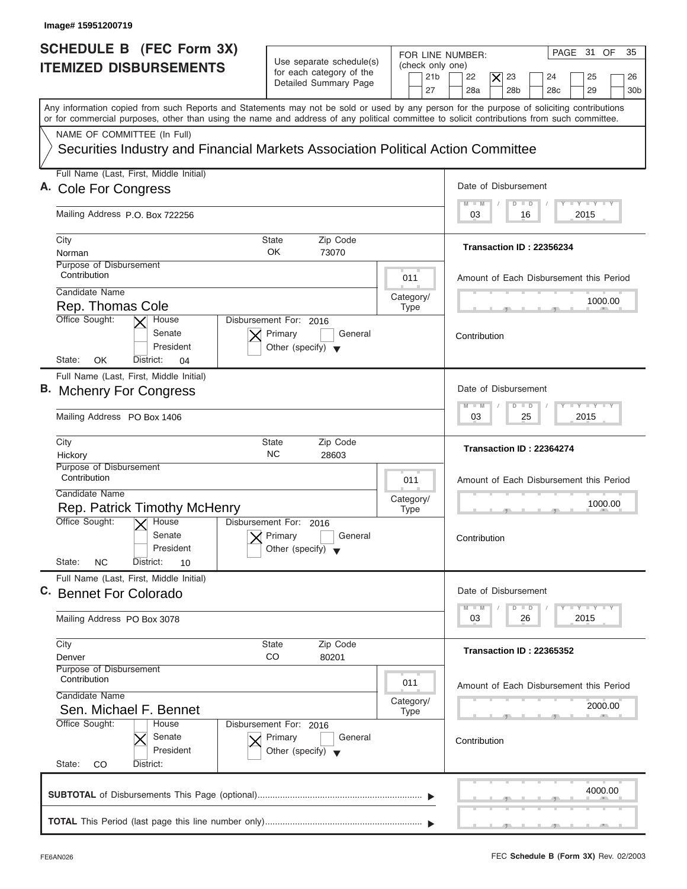Image# 15951200719

# SCHEDULE B (FEC Form 3X)
# ITEMIZED DISBURSEMENTS

Use separate schedule(s) for each category of the Detailed Summary Page

FOR LINE NUMBER: (check only one)

21b | 22 | [X] 23 | 24 | 25 | 26
27 | 28a | 28b | 28c | 29 | 30b

Any information copied from such Reports and Statements may not be sold or used by any person for the purpose of soliciting contributions or for commercial purposes, other than using the name and address of any political committee to solicit contributions from such committee.

NAME OF COMMITTEE (In Full)

Securities Industry and Financial Markets Association Political Action Committee

---

**A.** Full Name (Last, First, Middle Initial): Cole For Congress

Mailing Address: P.O. Box 722256

City: Norman | State: OK | Zip Code: 73070

Purpose of Disbursement: Contribution

Category/Type: 011

Candidate Name: Rep. Thomas Cole

Office Sought: [X] House [ ] Senate [ ] President

State: OK District: 04

Disbursement For: 2016 [X] Primary [ ] General [ ] Other (specify)

Date of Disbursement: 03 / 16 / 2015

Transaction ID : 22356234

Amount of Each Disbursement this Period: 1000.00

Contribution

---

**B.** Full Name (Last, First, Middle Initial): Mchenry For Congress

Mailing Address: PO Box 1406

City: Hickory | State: NC | Zip Code: 28603

Purpose of Disbursement: Contribution

Category/Type: 011

Candidate Name: Rep. Patrick Timothy McHenry

Office Sought: [X] House [ ] Senate [ ] President

State: NC District: 10

Disbursement For: 2016 [X] Primary [ ] General [ ] Other (specify)

Date of Disbursement: 03 / 25 / 2015

Transaction ID : 22364274

Amount of Each Disbursement this Period: 1000.00

Contribution

---

**C.** Full Name (Last, First, Middle Initial): Bennet For Colorado

Mailing Address: PO Box 3078

City: Denver | State: CO | Zip Code: 80201

Purpose of Disbursement: Contribution

Category/Type: 011

Candidate Name: Sen. Michael F. Bennet

Office Sought: [ ] House [X] Senate [ ] President

State: CO District:

Disbursement For: 2016 [X] Primary [ ] General [ ] Other (specify)

Date of Disbursement: 03 / 26 / 2015

Transaction ID : 22365352

Amount of Each Disbursement this Period: 2000.00

Contribution

---

**SUBTOTAL** of Disbursements This Page (optional): 4000.00

**TOTAL** This Period (last page this line number only):

FE6AN026

FEC **Schedule B (Form 3X)** Rev. 02/2003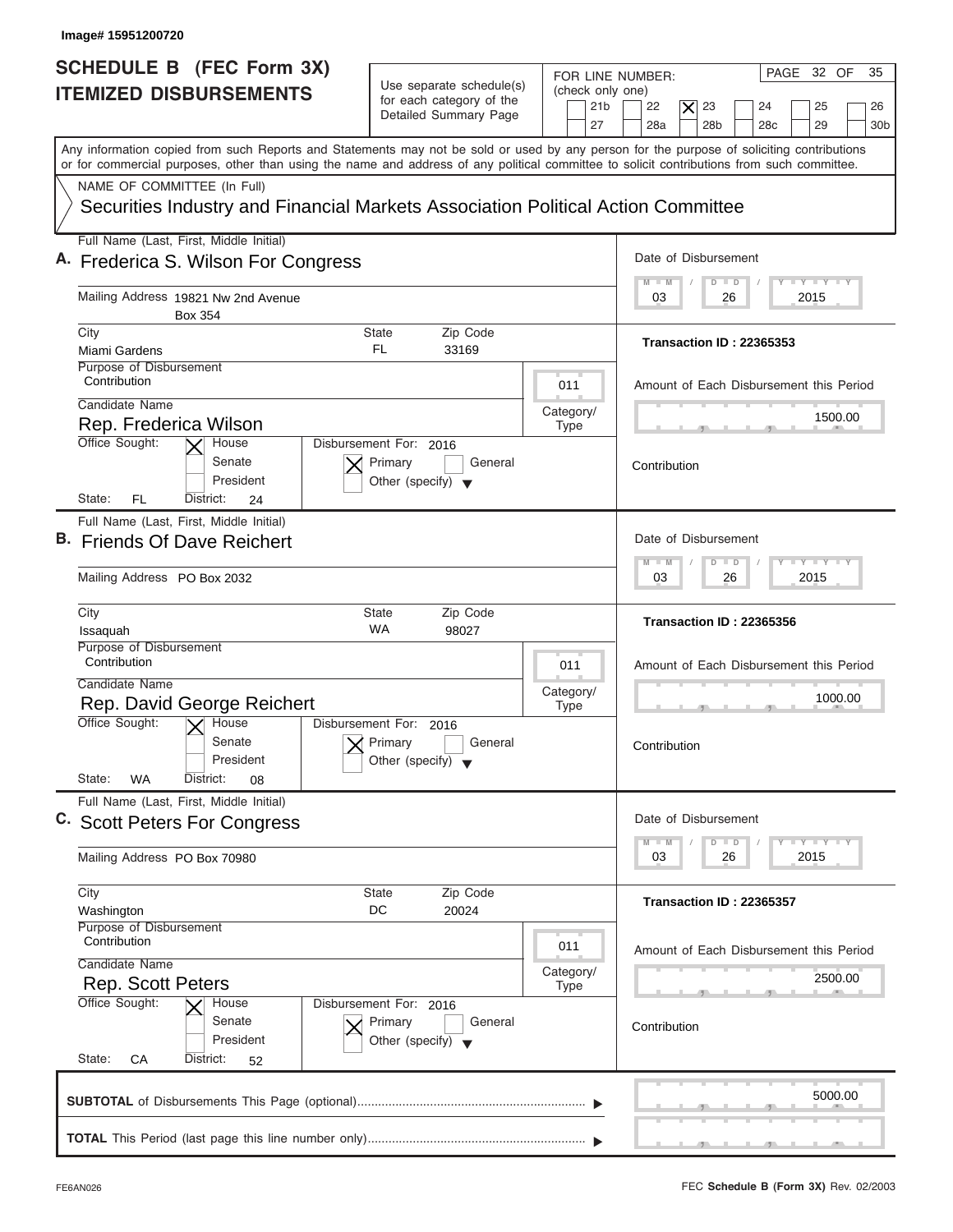Image# 15951200720

# SCHEDULE B (FEC Form 3X) ITEMIZED DISBURSEMENTS

Use separate schedule(s) for each category of the Detailed Summary Page

FOR LINE NUMBER: (check only one)

[ ] 21b [ ] 22 [X] 23 [ ] 24 [ ] 25 [ ] 26
[ ] 27 [ ] 28a [ ] 28b [ ] 28c [ ] 29 [ ] 30b

PAGE 32 OF 35

Any information copied from such Reports and Statements may not be sold or used by any person for the purpose of soliciting contributions or for commercial purposes, other than using the name and address of any political committee to solicit contributions from such committee.

NAME OF COMMITTEE (In Full)

**Securities Industry and Financial Markets Association Political Action Committee**

---

**A.** Full Name (Last, First, Middle Initial): **Frederica S. Wilson For Congress**

Mailing Address: 19821 Nw 2nd Avenue, Box 354

City: Miami Gardens | State: FL | Zip Code: 33169

Purpose of Disbursement: Contribution

Category/Type: 011

Candidate Name: Rep. Frederica Wilson

Office Sought: [X] House [ ] Senate [ ] President

State: FL District: 24

Disbursement For: 2016 [X] Primary [ ] General [ ] Other (specify)

Date of Disbursement: 03/26/2015

Transaction ID : 22365353

Amount of Each Disbursement this Period: 1500.00

Contribution

---

**B.** Full Name (Last, First, Middle Initial): **Friends Of Dave Reichert**

Mailing Address: PO Box 2032

City: Issaquah | State: WA | Zip Code: 98027

Purpose of Disbursement: Contribution

Category/Type: 011

Candidate Name: Rep. David George Reichert

Office Sought: [X] House [ ] Senate [ ] President

State: WA District: 08

Disbursement For: 2016 [X] Primary [ ] General [ ] Other (specify)

Date of Disbursement: 03/26/2015

Transaction ID : 22365356

Amount of Each Disbursement this Period: 1000.00

Contribution

---

**C.** Full Name (Last, First, Middle Initial): **Scott Peters For Congress**

Mailing Address: PO Box 70980

City: Washington | State: DC | Zip Code: 20024

Purpose of Disbursement: Contribution

Category/Type: 011

Candidate Name: Rep. Scott Peters

Office Sought: [X] House [ ] Senate [ ] President

State: CA District: 52

Disbursement For: 2016 [X] Primary [ ] General [ ] Other (specify)

Date of Disbursement: 03/26/2015

Transaction ID : 22365357

Amount of Each Disbursement this Period: 2500.00

Contribution

---

**SUBTOTAL** of Disbursements This Page (optional): 5000.00

**TOTAL** This Period (last page this line number only):

FE6AN026

FEC **Schedule B (Form 3X)** Rev. 02/2003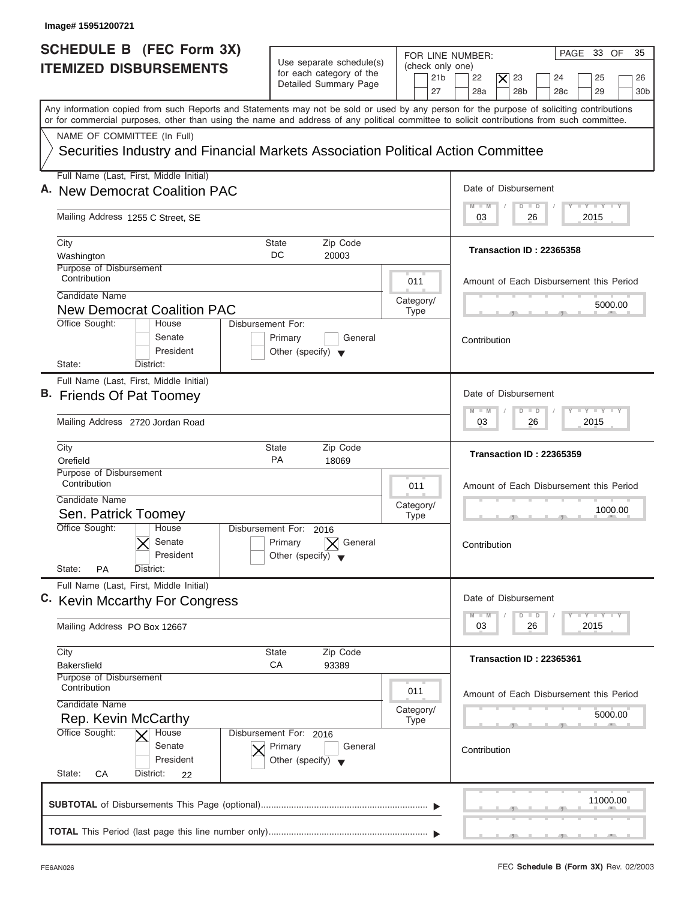Image# 15951200721

# SCHEDULE B (FEC Form 3X) ITEMIZED DISBURSEMENTS

Use separate schedule(s) for each category of the Detailed Summary Page

FOR LINE NUMBER: (check only one)
21b | 22 | [X] 23 | 24 | 25 | 26 | 27 | 28a | 28b | 28c | 29 | 30b

Any information copied from such Reports and Statements may not be sold or used by any person for the purpose of soliciting contributions or for commercial purposes, other than using the name and address of any political committee to solicit contributions from such committee.

NAME OF COMMITTEE (In Full)
Securities Industry and Financial Markets Association Political Action Committee

---

**A.** Full Name (Last, First, Middle Initial): New Democrat Coalition PAC

Mailing Address: 1255 C Street, SE
City: Washington | State: DC | Zip Code: 20003

Purpose of Disbursement: Contribution
Category/Type: 011

Candidate Name: New Democrat Coalition PAC
Office Sought: [ ] House [ ] Senate [ ] President
State: District:
Disbursement For: [ ] Primary [ ] General [ ] Other (specify)

Date of Disbursement: 03/26/2015
Transaction ID : 22365358
Amount of Each Disbursement this Period: 5000.00
Contribution

---

**B.** Full Name (Last, First, Middle Initial): Friends Of Pat Toomey

Mailing Address: 2720 Jordan Road
City: Orefield | State: PA | Zip Code: 18069

Purpose of Disbursement: Contribution
Category/Type: 011

Candidate Name: Sen. Patrick Toomey
Office Sought: [ ] House [X] Senate [ ] President
State: PA District:
Disbursement For: 2016 [ ] Primary [X] General [ ] Other (specify)

Date of Disbursement: 03/26/2015
Transaction ID : 22365359
Amount of Each Disbursement this Period: 1000.00
Contribution

---

**C.** Full Name (Last, First, Middle Initial): Kevin Mccarthy For Congress

Mailing Address: PO Box 12667
City: Bakersfield | State: CA | Zip Code: 93389

Purpose of Disbursement: Contribution
Category/Type: 011

Candidate Name: Rep. Kevin McCarthy
Office Sought: [X] House [ ] Senate [ ] President
State: CA District: 22
Disbursement For: 2016 [X] Primary [ ] General [ ] Other (specify)

Date of Disbursement: 03/26/2015
Transaction ID : 22365361
Amount of Each Disbursement this Period: 5000.00
Contribution

---

**SUBTOTAL** of Disbursements This Page (optional): 11000.00

**TOTAL** This Period (last page this line number only):

FE6AN026

FEC **Schedule B (Form 3X)** Rev. 02/2003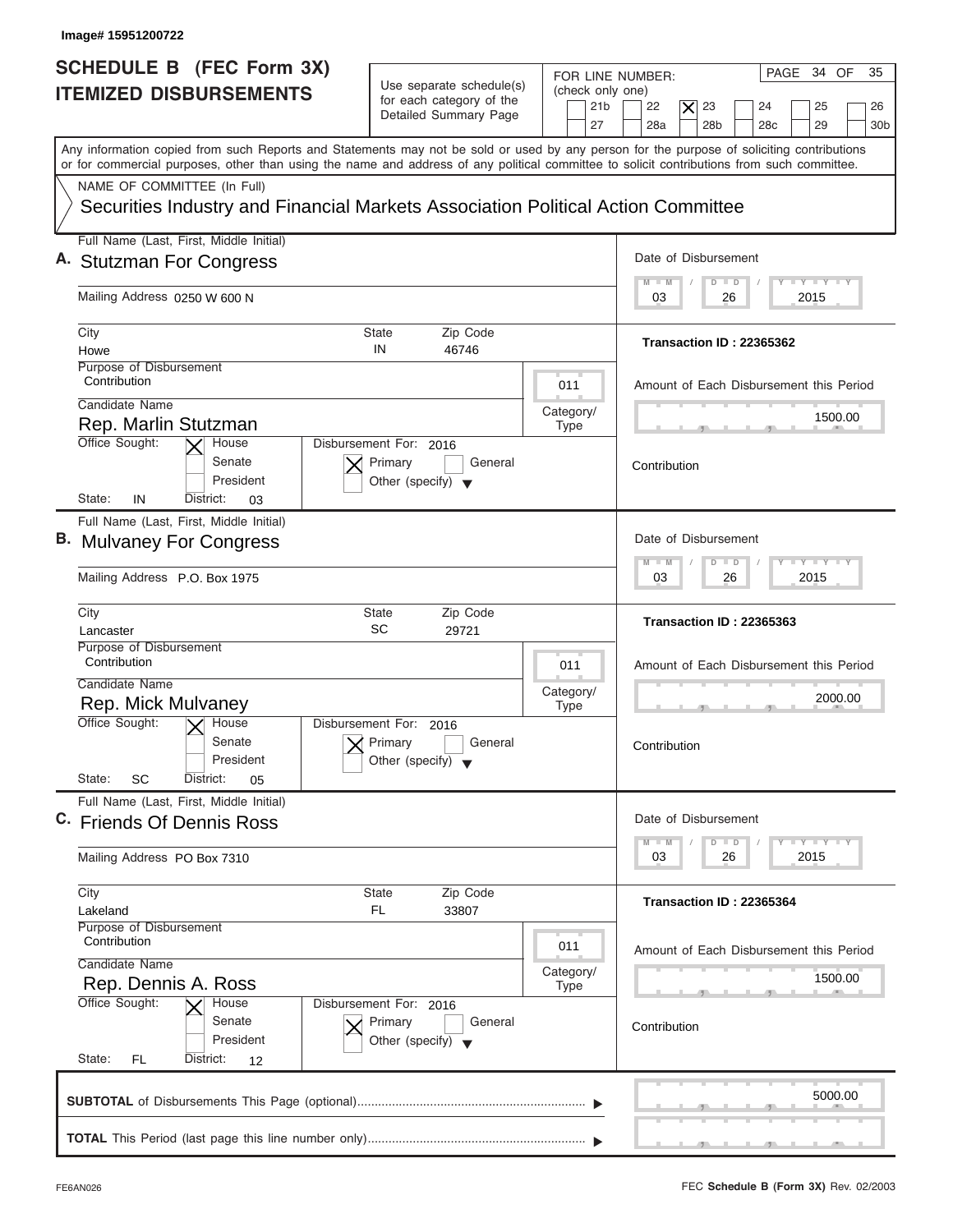Image# 15951200722

# SCHEDULE B (FEC Form 3X) ITEMIZED DISBURSEMENTS

Use separate schedule(s) for each category of the Detailed Summary Page

FOR LINE NUMBER: (check only one)

21b | 22 | [X] 23 | 24 | 25 | 26 | 27 | 28a | 28b | 28c | 29 | 30b

Any information copied from such Reports and Statements may not be sold or used by any person for the purpose of soliciting contributions or for commercial purposes, other than using the name and address of any political committee to solicit contributions from such committee.

NAME OF COMMITTEE (In Full)

Securities Industry and Financial Markets Association Political Action Committee

---

**A.** Full Name (Last, First, Middle Initial): Stutzman For Congress

Mailing Address: 0250 W 600 N

City: Howe | State: IN | Zip Code: 46746

Purpose of Disbursement: Contribution

Candidate Name: Rep. Marlin Stutzman

Category/Type: 011

Office Sought: [X] House [ ] Senate [ ] President

State: IN District: 03

Disbursement For: 2016 [X] Primary [ ] General [ ] Other (specify)

Date of Disbursement: 03/26/2015

Transaction ID : 22365362

Amount of Each Disbursement this Period: 1500.00

Contribution

---

**B.** Full Name (Last, First, Middle Initial): Mulvaney For Congress

Mailing Address: P.O. Box 1975

City: Lancaster | State: SC | Zip Code: 29721

Purpose of Disbursement: Contribution

Candidate Name: Rep. Mick Mulvaney

Category/Type: 011

Office Sought: [X] House [ ] Senate [ ] President

State: SC District: 05

Disbursement For: 2016 [X] Primary [ ] General [ ] Other (specify)

Date of Disbursement: 03/26/2015

Transaction ID : 22365363

Amount of Each Disbursement this Period: 2000.00

Contribution

---

**C.** Full Name (Last, First, Middle Initial): Friends Of Dennis Ross

Mailing Address: PO Box 7310

City: Lakeland | State: FL | Zip Code: 33807

Purpose of Disbursement: Contribution

Candidate Name: Rep. Dennis A. Ross

Category/Type: 011

Office Sought: [X] House [ ] Senate [ ] President

State: FL District: 12

Disbursement For: 2016 [X] Primary [ ] General [ ] Other (specify)

Date of Disbursement: 03/26/2015

Transaction ID : 22365364

Amount of Each Disbursement this Period: 1500.00

Contribution

---

**SUBTOTAL** of Disbursements This Page (optional): 5000.00

**TOTAL** This Period (last page this line number only):

FE6AN026

FEC **Schedule B (Form 3X)** Rev. 02/2003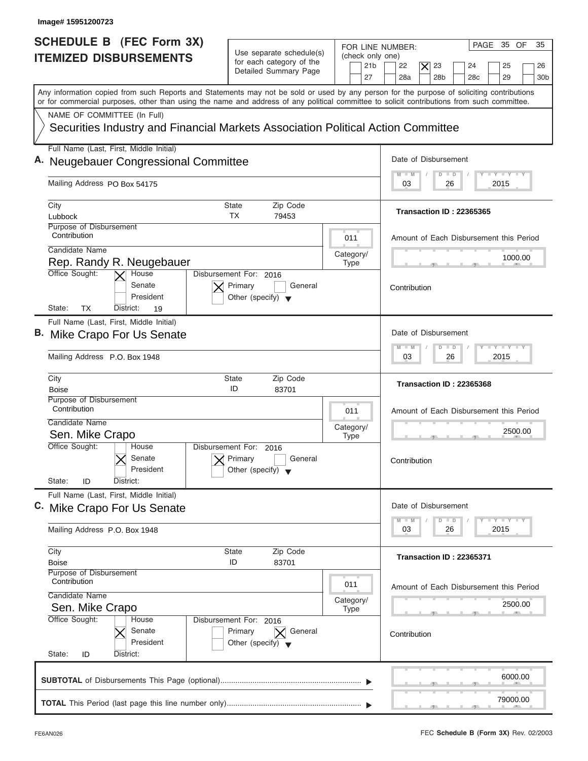Image# 15951200723

# SCHEDULE B (FEC Form 3X) ITEMIZED DISBURSEMENTS

Use separate schedule(s) for each category of the Detailed Summary Page

FOR LINE NUMBER: (check only one)

21b | 22 | [X] 23 | 24 | 25 | 26
27 | 28a | 28b | 28c | 29 | 30b

PAGE 35 OF 35

Any information copied from such Reports and Statements may not be sold or used by any person for the purpose of soliciting contributions or for commercial purposes, other than using the name and address of any political committee to solicit contributions from such committee.

NAME OF COMMITTEE (In Full)

Securities Industry and Financial Markets Association Political Action Committee

---

**A.** Full Name (Last, First, Middle Initial): Neugebauer Congressional Committee

Mailing Address: PO Box 54175

City: Lubbock | State: TX | Zip Code: 79453

Purpose of Disbursement: Contribution

Category/Type: 011

Candidate Name: Rep. Randy R. Neugebauer

Office Sought: [X] House [ ] Senate [ ] President

State: TX District: 19

Disbursement For: 2016 [X] Primary [ ] General [ ] Other (specify)

Date of Disbursement: 03/26/2015

Transaction ID : 22365365

Amount of Each Disbursement this Period: 1000.00

Contribution

---

**B.** Full Name (Last, First, Middle Initial): Mike Crapo For Us Senate

Mailing Address: P.O. Box 1948

City: Boise | State: ID | Zip Code: 83701

Purpose of Disbursement: Contribution

Category/Type: 011

Candidate Name: Sen. Mike Crapo

Office Sought: [ ] House [X] Senate [ ] President

State: ID District:

Disbursement For: 2016 [X] Primary [ ] General [ ] Other (specify)

Date of Disbursement: 03/26/2015

Transaction ID : 22365368

Amount of Each Disbursement this Period: 2500.00

Contribution

---

**C.** Full Name (Last, First, Middle Initial): Mike Crapo For Us Senate

Mailing Address: P.O. Box 1948

City: Boise | State: ID | Zip Code: 83701

Purpose of Disbursement: Contribution

Category/Type: 011

Candidate Name: Sen. Mike Crapo

Office Sought: [ ] House [X] Senate [ ] President

State: ID District:

Disbursement For: 2016 [ ] Primary [X] General [ ] Other (specify)

Date of Disbursement: 03/26/2015

Transaction ID : 22365371

Amount of Each Disbursement this Period: 2500.00

Contribution

---

**SUBTOTAL** of Disbursements This Page (optional) ▶ 6000.00

**TOTAL** This Period (last page this line number only) ▶ 79000.00

FE6AN026

FEC **Schedule B (Form 3X)** Rev. 02/2003